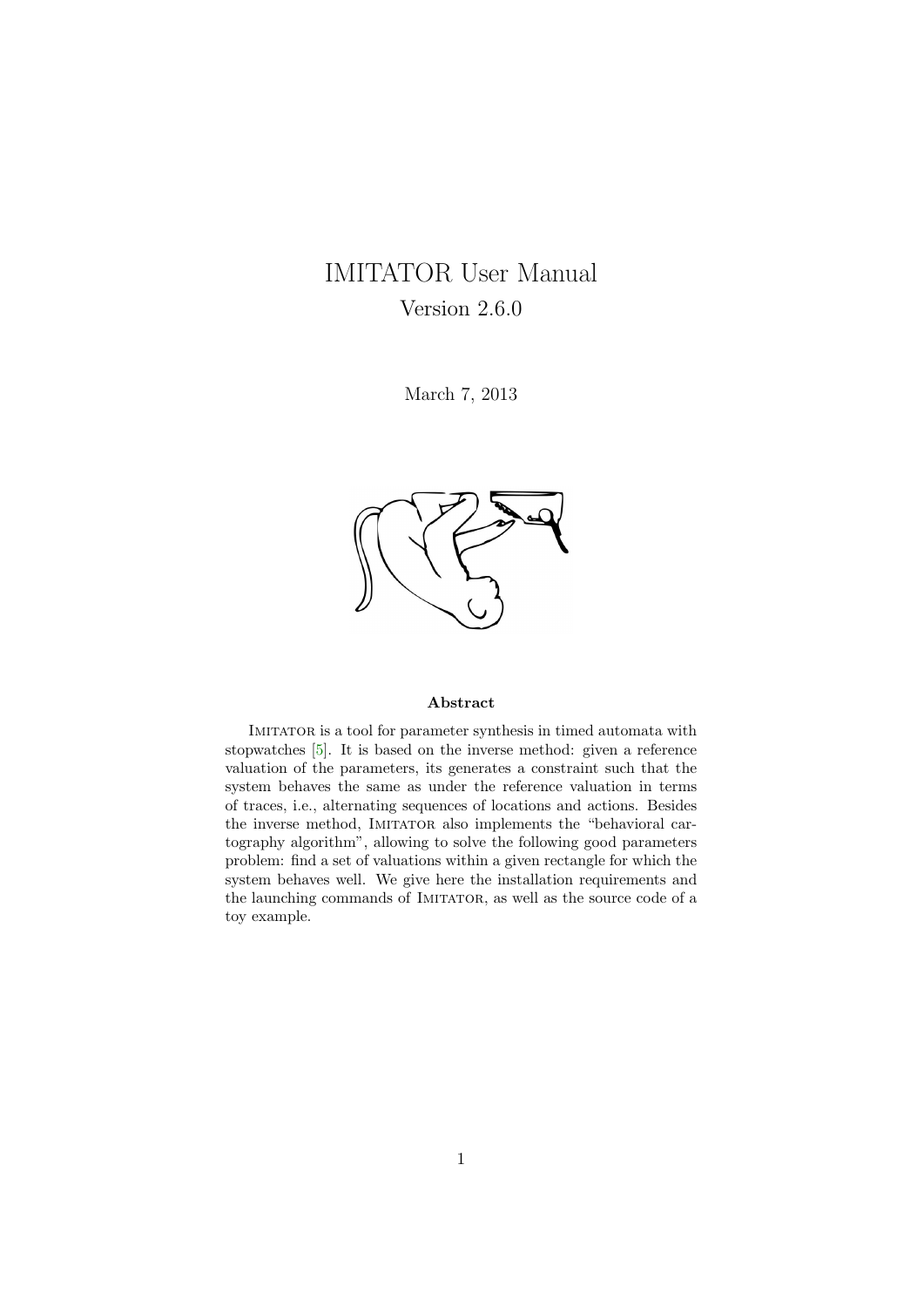# IMITATOR User Manual

Version 2.6.0

March 7, 2013

## Abstract

IMITATOR is a tool for parameter synthesis in timed automata with stopwatches [5]. It is based on the inverse method: given a reference valuation of the parameters, its generates a constraint such that the system behaves the same as under the reference valuation in terms of traces, i.e., alternating sequences of locations and actions. Besides the inverse method, IMITATOR also implements the "behavioral cartography algorithm", allowing to solve the following good parameters problem: find a set of valuations within a given rectangle for which the system behaves well. We give here the installation requirements and the launching commands of IMITATOR, as well as the source code of a toy example.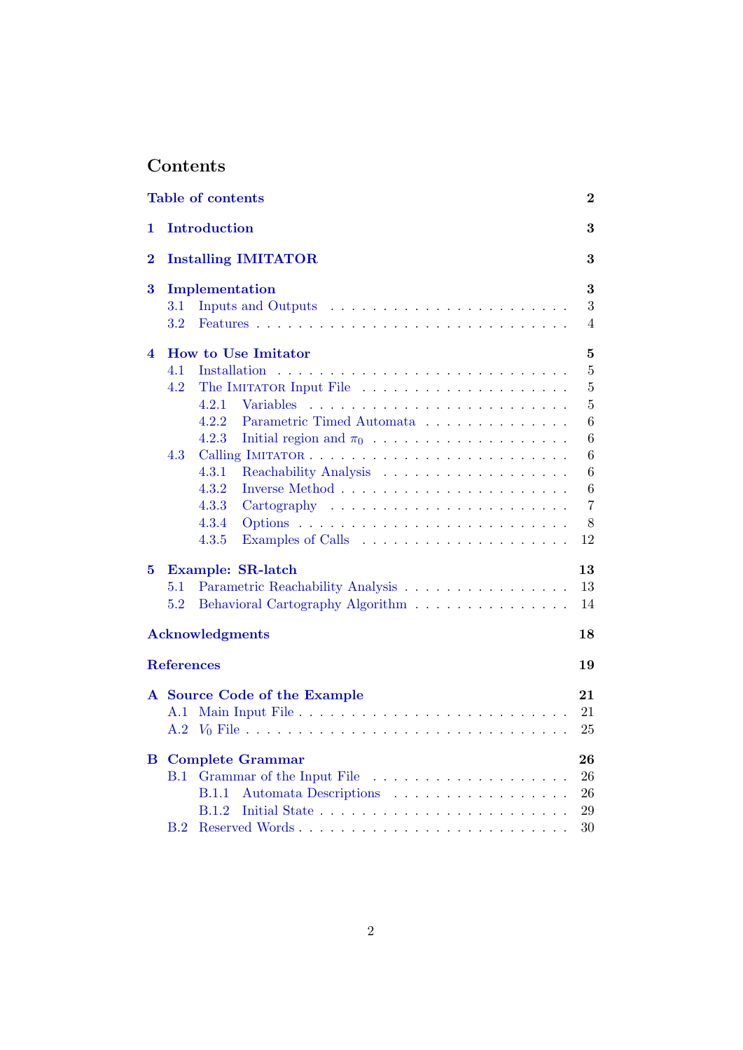# Contents

**Table of contents** — **2**

**1 Introduction** — **3**

**2 Installing IMITATOR** — **3**

**3 Implementation** — **3**
- 3.1 Inputs and Outputs — 3
- 3.2 Features — 4

**4 How to Use Imitator** — **5**
- 4.1 Installation — 5
- 4.2 The IMITATOR Input File — 5
  - 4.2.1 Variables — 5
  - 4.2.2 Parametric Timed Automata — 6
  - 4.2.3 Initial region and $\pi_0$ — 6
- 4.3 Calling IMITATOR — 6
  - 4.3.1 Reachability Analysis — 6
  - 4.3.2 Inverse Method — 6
  - 4.3.3 Cartography — 7
  - 4.3.4 Options — 8
  - 4.3.5 Examples of Calls — 12

**5 Example: SR-latch** — **13**
- 5.1 Parametric Reachability Analysis — 13
- 5.2 Behavioral Cartography Algorithm — 14

**Acknowledgments** — **18**

**References** — **19**

**A Source Code of the Example** — **21**
- A.1 Main Input File — 21
- A.2 $V_0$ File — 25

**B Complete Grammar** — **26**
- B.1 Grammar of the Input File — 26
  - B.1.1 Automata Descriptions — 26
  - B.1.2 Initial State — 29
- B.2 Reserved Words — 30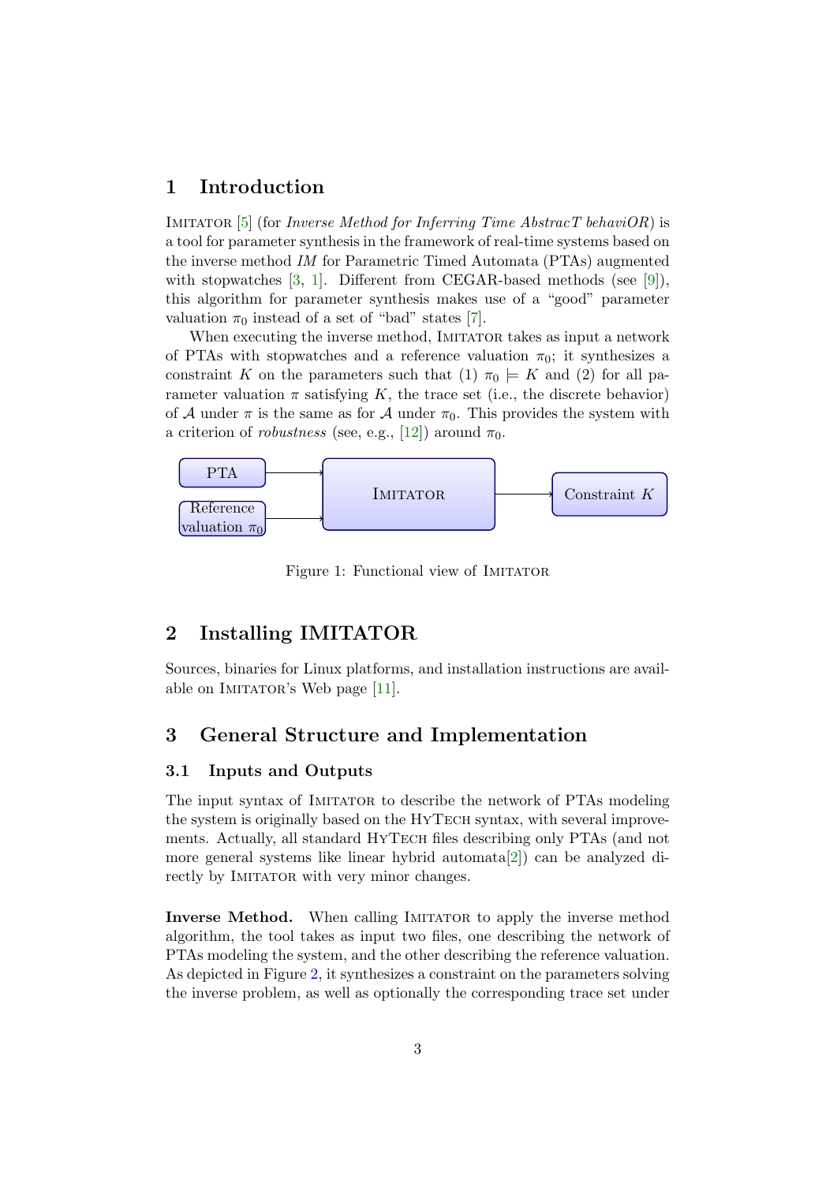# 1 Introduction

IMITATOR [5] (for *Inverse Method for Inferring Time AbstracT behaviOR*) is a tool for parameter synthesis in the framework of real-time systems based on the inverse method *IM* for Parametric Timed Automata (PTAs) augmented with stopwatches [3, 1]. Different from CEGAR-based methods (see [9]), this algorithm for parameter synthesis makes use of a "good" parameter valuation $\pi_0$ instead of a set of "bad" states [7].

When executing the inverse method, IMITATOR takes as input a network of PTAs with stopwatches and a reference valuation $\pi_0$; it synthesizes a constraint $K$ on the parameters such that (1) $\pi_0 \models K$ and (2) for all parameter valuation $\pi$ satisfying $K$, the trace set (i.e., the discrete behavior) of $\mathcal{A}$ under $\pi$ is the same as for $\mathcal{A}$ under $\pi_0$. This provides the system with a criterion of *robustness* (see, e.g., [12]) around $\pi_0$.

PTA → IMITATOR → Constraint $K$

Reference valuation $\pi_0$ → IMITATOR

Figure 1: Functional view of IMITATOR

# 2 Installing IMITATOR

Sources, binaries for Linux platforms, and installation instructions are available on IMITATOR's Web page [11].

# 3 General Structure and Implementation

## 3.1 Inputs and Outputs

The input syntax of IMITATOR to describe the network of PTAs modeling the system is originally based on the HYTECH syntax, with several improvements. Actually, all standard HYTECH files describing only PTAs (and not more general systems like linear hybrid automata[2]) can be analyzed directly by IMITATOR with very minor changes.

**Inverse Method.** When calling IMITATOR to apply the inverse method algorithm, the tool takes as input two files, one describing the network of PTAs modeling the system, and the other describing the reference valuation. As depicted in Figure 2, it synthesizes a constraint on the parameters solving the inverse problem, as well as optionally the corresponding trace set under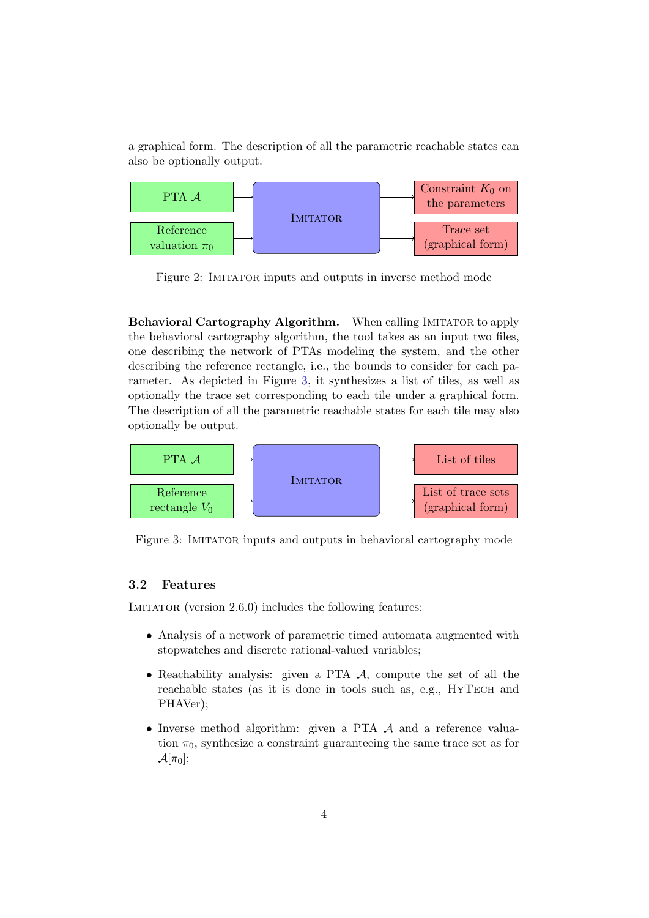a graphical form. The description of all the parametric reachable states can also be optionally output.

Figure 2: IMITATOR inputs and outputs in inverse method mode

**Behavioral Cartography Algorithm.** When calling IMITATOR to apply the behavioral cartography algorithm, the tool takes as an input two files, one describing the network of PTAs modeling the system, and the other describing the reference rectangle, i.e., the bounds to consider for each parameter. As depicted in Figure 3, it synthesizes a list of tiles, as well as optionally the trace set corresponding to each tile under a graphical form. The description of all the parametric reachable states for each tile may also optionally be output.

Figure 3: IMITATOR inputs and outputs in behavioral cartography mode

### 3.2 Features

IMITATOR (version 2.6.0) includes the following features:

- Analysis of a network of parametric timed automata augmented with stopwatches and discrete rational-valued variables;
- Reachability analysis: given a PTA $\mathcal{A}$, compute the set of all the reachable states (as it is done in tools such as, e.g., HyTech and PHAVer);
- Inverse method algorithm: given a PTA $\mathcal{A}$ and a reference valuation $\pi_0$, synthesize a constraint guaranteeing the same trace set as for $\mathcal{A}[\pi_0]$;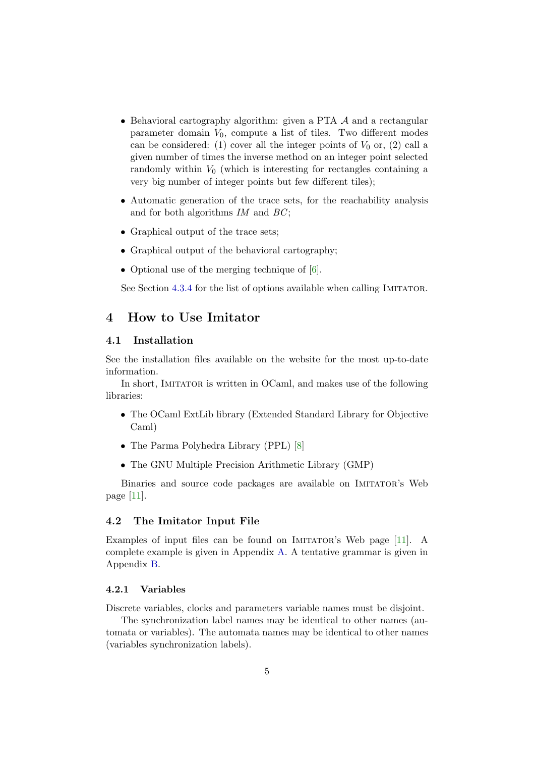- Behavioral cartography algorithm: given a PTA $\mathcal{A}$ and a rectangular parameter domain $V_0$, compute a list of tiles. Two different modes can be considered: (1) cover all the integer points of $V_0$ or, (2) call a given number of times the inverse method on an integer point selected randomly within $V_0$ (which is interesting for rectangles containing a very big number of integer points but few different tiles);
- Automatic generation of the trace sets, for the reachability analysis and for both algorithms *IM* and *BC*;
- Graphical output of the trace sets;
- Graphical output of the behavioral cartography;
- Optional use of the merging technique of [6].

See Section 4.3.4 for the list of options available when calling IMITATOR.

# 4 How to Use Imitator

## 4.1 Installation

See the installation files available on the website for the most up-to-date information.

In short, IMITATOR is written in OCaml, and makes use of the following libraries:

- The OCaml ExtLib library (Extended Standard Library for Objective Caml)
- The Parma Polyhedra Library (PPL) [8]
- The GNU Multiple Precision Arithmetic Library (GMP)

Binaries and source code packages are available on IMITATOR's Web page [11].

## 4.2 The Imitator Input File

Examples of input files can be found on IMITATOR's Web page [11]. A complete example is given in Appendix A. A tentative grammar is given in Appendix B.

### 4.2.1 Variables

Discrete variables, clocks and parameters variable names must be disjoint.

The synchronization label names may be identical to other names (automata or variables). The automata names may be identical to other names (variables synchronization labels).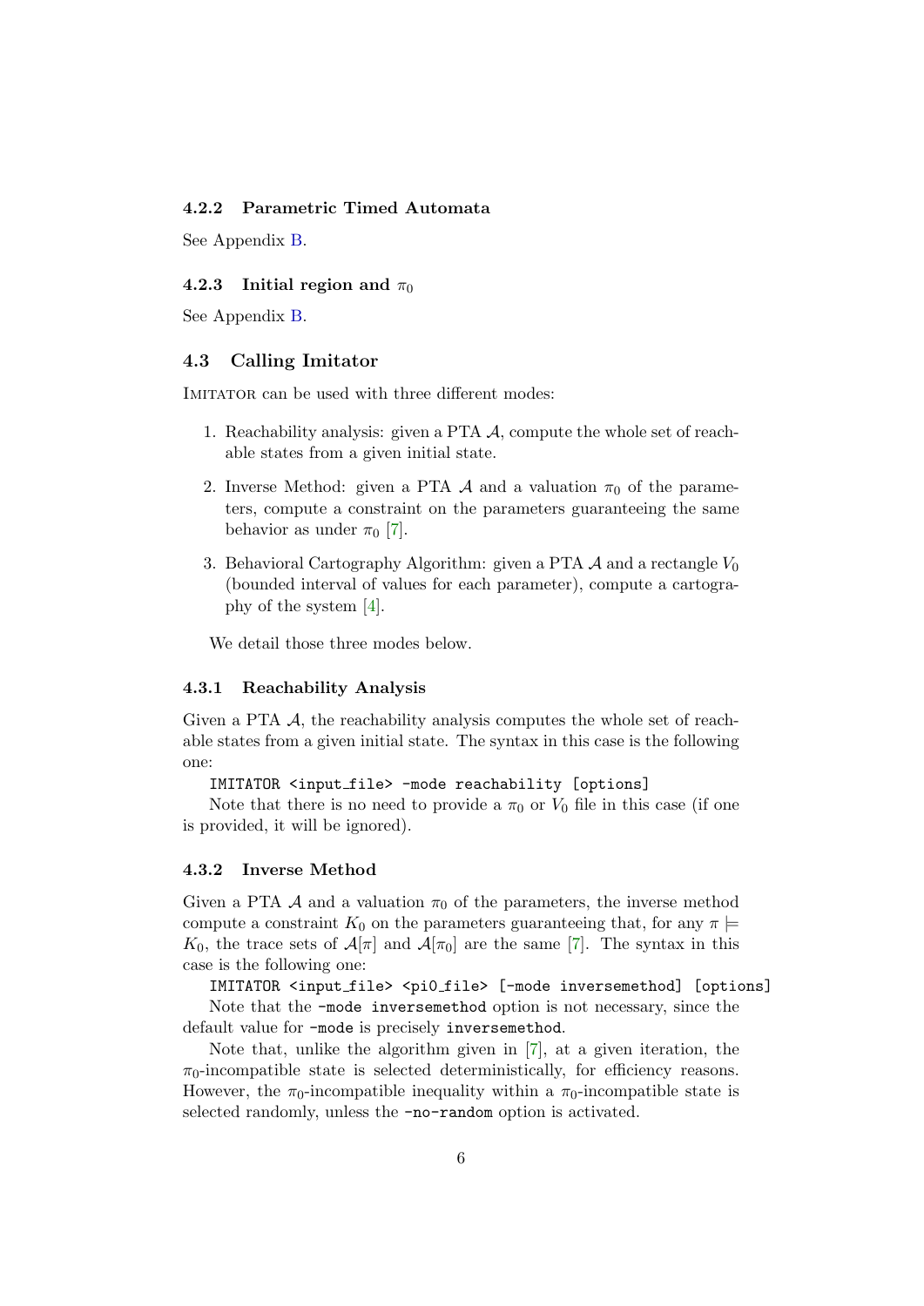#### 4.2.2 Parametric Timed Automata

See Appendix B.

#### 4.2.3 Initial region and $\pi_0$

See Appendix B.

### 4.3 Calling Imitator

IMITATOR can be used with three different modes:

1. Reachability analysis: given a PTA $\mathcal{A}$, compute the whole set of reachable states from a given initial state.
2. Inverse Method: given a PTA $\mathcal{A}$ and a valuation $\pi_0$ of the parameters, compute a constraint on the parameters guaranteeing the same behavior as under $\pi_0$ [7].
3. Behavioral Cartography Algorithm: given a PTA $\mathcal{A}$ and a rectangle $V_0$ (bounded interval of values for each parameter), compute a cartography of the system [4].

We detail those three modes below.

#### 4.3.1 Reachability Analysis

Given a PTA $\mathcal{A}$, the reachability analysis computes the whole set of reachable states from a given initial state. The syntax in this case is the following one:

```
IMITATOR <input_file> -mode reachability [options]
```

Note that there is no need to provide a $\pi_0$ or $V_0$ file in this case (if one is provided, it will be ignored).

#### 4.3.2 Inverse Method

Given a PTA $\mathcal{A}$ and a valuation $\pi_0$ of the parameters, the inverse method compute a constraint $K_0$ on the parameters guaranteeing that, for any $\pi \models K_0$, the trace sets of $\mathcal{A}[\pi]$ and $\mathcal{A}[\pi_0]$ are the same [7]. The syntax in this case is the following one:

```
IMITATOR <input_file> <pi0_file> [-mode inversemethod] [options]
```

Note that the `-mode inversemethod` option is not necessary, since the default value for `-mode` is precisely `inversemethod`.

Note that, unlike the algorithm given in [7], at a given iteration, the $\pi_0$-incompatible state is selected deterministically, for efficiency reasons. However, the $\pi_0$-incompatible inequality within a $\pi_0$-incompatible state is selected randomly, unless the `-no-random` option is activated.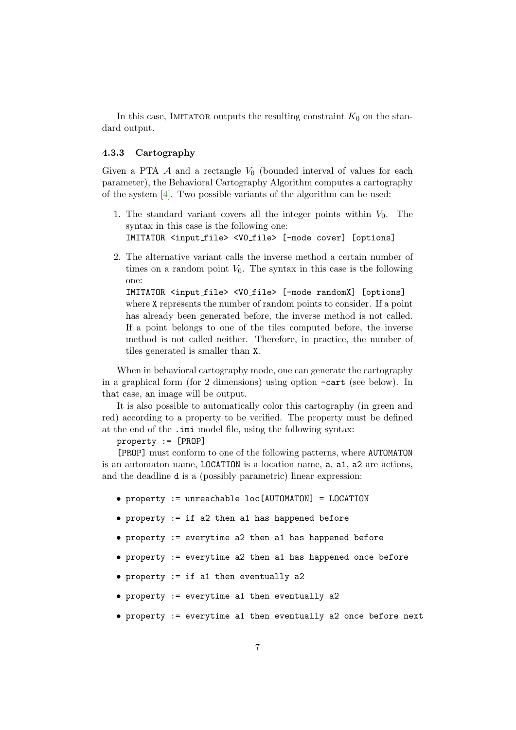In this case, IMITATOR outputs the resulting constraint $K_0$ on the standard output.

### 4.3.3 Cartography

Given a PTA $\mathcal{A}$ and a rectangle $V_0$ (bounded interval of values for each parameter), the Behavioral Cartography Algorithm computes a cartography of the system [4]. Two possible variants of the algorithm can be used:

1. The standard variant covers all the integer points within $V_0$. The syntax in this case is the following one:
   `IMITATOR <input_file> <V0_file> [-mode cover] [options]`
2. The alternative variant calls the inverse method a certain number of times on a random point $V_0$. The syntax in this case is the following one:
   `IMITATOR <input_file> <V0_file> [-mode randomX] [options]`
   where `X` represents the number of random points to consider. If a point has already been generated before, the inverse method is not called. If a point belongs to one of the tiles computed before, the inverse method is not called neither. Therefore, in practice, the number of tiles generated is smaller than `X`.

When in behavioral cartography mode, one can generate the cartography in a graphical form (for 2 dimensions) using option `-cart` (see below). In that case, an image will be output.

It is also possible to automatically color this cartography (in green and red) according to a property to be verified. The property must be defined at the end of the `.imi` model file, using the following syntax:

`property := [PROP]`

`[PROP]` must conform to one of the following patterns, where `AUTOMATON` is an automaton name, `LOCATION` is a location name, `a`, `a1`, `a2` are actions, and the deadline `d` is a (possibly parametric) linear expression:

- `property := unreachable loc[AUTOMATON] = LOCATION`
- `property := if a2 then a1 has happened before`
- `property := everytime a2 then a1 has happened before`
- `property := everytime a2 then a1 has happened once before`
- `property := if a1 then eventually a2`
- `property := everytime a1 then eventually a2`
- `property := everytime a1 then eventually a2 once before next`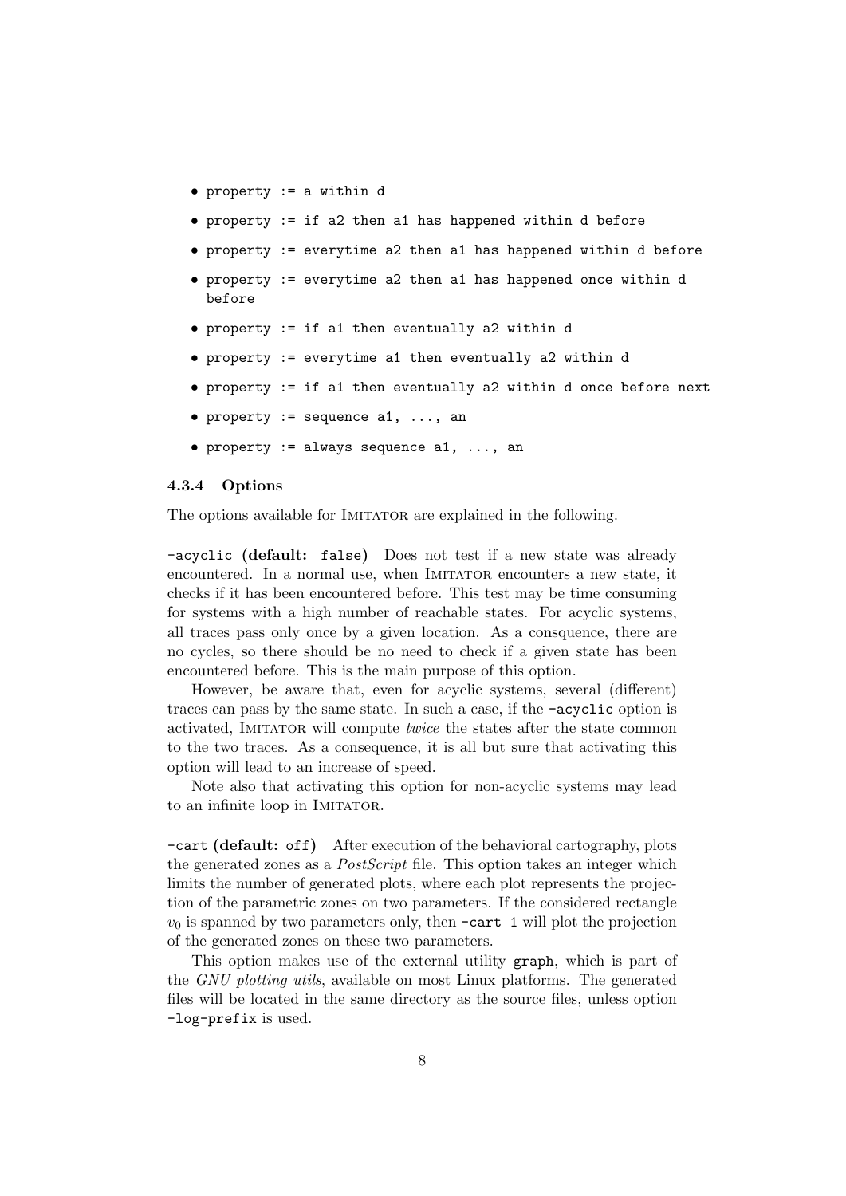- `property := a within d`
- `property := if a2 then a1 has happened within d before`
- `property := everytime a2 then a1 has happened within d before`
- `property := everytime a2 then a1 has happened once within d before`
- `property := if a1 then eventually a2 within d`
- `property := everytime a1 then eventually a2 within d`
- `property := if a1 then eventually a2 within d once before next`
- `property := sequence a1, ..., an`
- `property := always sequence a1, ..., an`

### 4.3.4 Options

The options available for IMITATOR are explained in the following.

`-acyclic` **(default:** `false`**)** Does not test if a new state was already encountered. In a normal use, when IMITATOR encounters a new state, it checks if it has been encountered before. This test may be time consuming for systems with a high number of reachable states. For acyclic systems, all traces pass only once by a given location. As a consquence, there are no cycles, so there should be no need to check if a given state has been encountered before. This is the main purpose of this option.

However, be aware that, even for acyclic systems, several (different) traces can pass by the same state. In such a case, if the `-acyclic` option is activated, IMITATOR will compute *twice* the states after the state common to the two traces. As a consequence, it is all but sure that activating this option will lead to an increase of speed.

Note also that activating this option for non-acyclic systems may lead to an infinite loop in IMITATOR.

`-cart` **(default:** `off`**)** After execution of the behavioral cartography, plots the generated zones as a *PostScript* file. This option takes an integer which limits the number of generated plots, where each plot represents the projection of the parametric zones on two parameters. If the considered rectangle $v_0$ is spanned by two parameters only, then `-cart 1` will plot the projection of the generated zones on these two parameters.

This option makes use of the external utility `graph`, which is part of the *GNU plotting utils*, available on most Linux platforms. The generated files will be located in the same directory as the source files, unless option `-log-prefix` is used.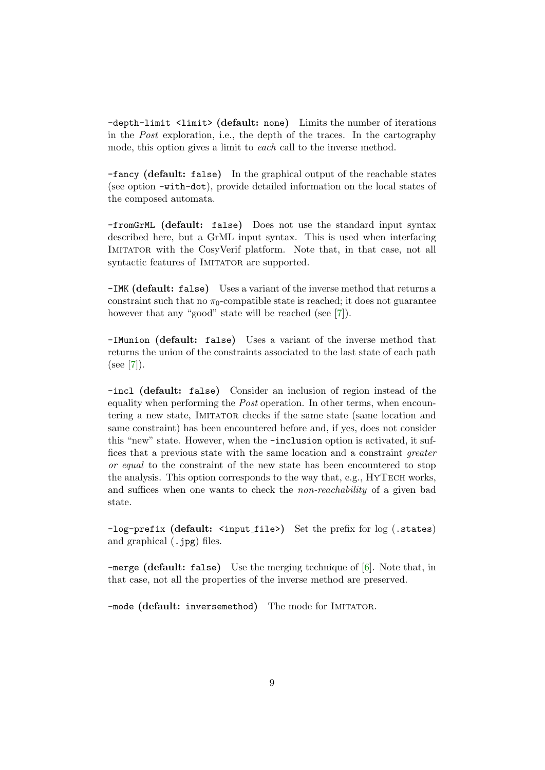**`-depth-limit <limit>` (default: `none`)** Limits the number of iterations in the *Post* exploration, i.e., the depth of the traces. In the cartography mode, this option gives a limit to *each* call to the inverse method.

**`-fancy` (default: `false`)** In the graphical output of the reachable states (see option `-with-dot`), provide detailed information on the local states of the composed automata.

**`-fromGrML` (default: `false`)** Does not use the standard input syntax described here, but a GrML input syntax. This is used when interfacing IMITATOR with the CosyVerif platform. Note that, in that case, not all syntactic features of IMITATOR are supported.

**`-IMK` (default: `false`)** Uses a variant of the inverse method that returns a constraint such that no $\pi_0$-compatible state is reached; it does not guarantee however that any "good" state will be reached (see [7]).

**`-IMunion` (default: `false`)** Uses a variant of the inverse method that returns the union of the constraints associated to the last state of each path (see [7]).

**`-incl` (default: `false`)** Consider an inclusion of region instead of the equality when performing the *Post* operation. In other terms, when encountering a new state, IMITATOR checks if the same state (same location and same constraint) has been encountered before and, if yes, does not consider this "new" state. However, when the `-inclusion` option is activated, it suffices that a previous state with the same location and a constraint *greater or equal* to the constraint of the new state has been encountered to stop the analysis. This option corresponds to the way that, e.g., HyTech works, and suffices when one wants to check the *non-reachability* of a given bad state.

**`-log-prefix` (default: `<input_file>`)** Set the prefix for log (`.states`) and graphical (`.jpg`) files.

**`-merge` (default: `false`)** Use the merging technique of [6]. Note that, in that case, not all the properties of the inverse method are preserved.

**`-mode` (default: `inversemethod`)** The mode for IMITATOR.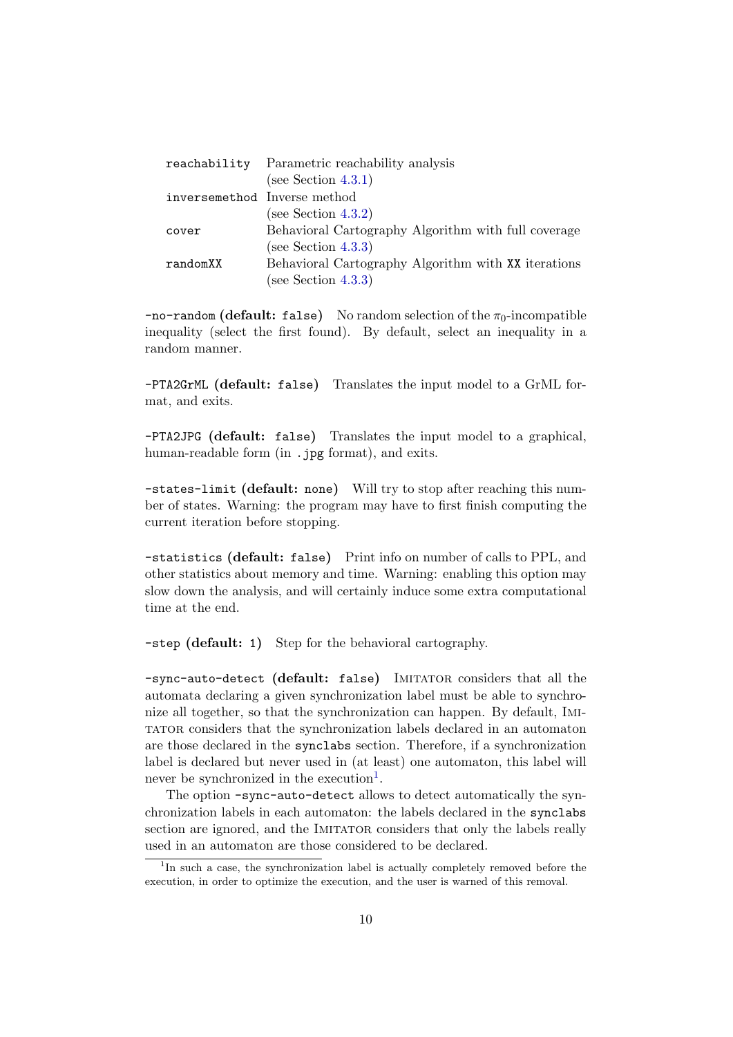| | |
|---|---|
| `reachability` | Parametric reachability analysis (see Section 4.3.1) |
| `inversemethod` | Inverse method (see Section 4.3.2) |
| `cover` | Behavioral Cartography Algorithm with full coverage (see Section 4.3.3) |
| `randomXX` | Behavioral Cartography Algorithm with `XX` iterations (see Section 4.3.3) |

`-no-random` **(default: `false`)** No random selection of the $\pi_0$-incompatible inequality (select the first found). By default, select an inequality in a random manner.

`-PTA2GrML` **(default: `false`)** Translates the input model to a GrML format, and exits.

`-PTA2JPG` **(default: `false`)** Translates the input model to a graphical, human-readable form (in `.jpg` format), and exits.

`-states-limit` **(default: `none`)** Will try to stop after reaching this number of states. Warning: the program may have to first finish computing the current iteration before stopping.

`-statistics` **(default: `false`)** Print info on number of calls to PPL, and other statistics about memory and time. Warning: enabling this option may slow down the analysis, and will certainly induce some extra computational time at the end.

`-step` **(default: `1`)** Step for the behavioral cartography.

`-sync-auto-detect` **(default: `false`)** IMITATOR considers that all the automata declaring a given synchronization label must be able to synchronize all together, so that the synchronization can happen. By default, IMITATOR considers that the synchronization labels declared in an automaton are those declared in the `synclabs` section. Therefore, if a synchronization label is declared but never used in (at least) one automaton, this label will never be synchronized in the execution[1].

The option `-sync-auto-detect` allows to detect automatically the synchronization labels in each automaton: the labels declared in the `synclabs` section are ignored, and the IMITATOR considers that only the labels really used in an automaton are those considered to be declared.

[1] In such a case, the synchronization label is actually completely removed before the execution, in order to optimize the execution, and the user is warned of this removal.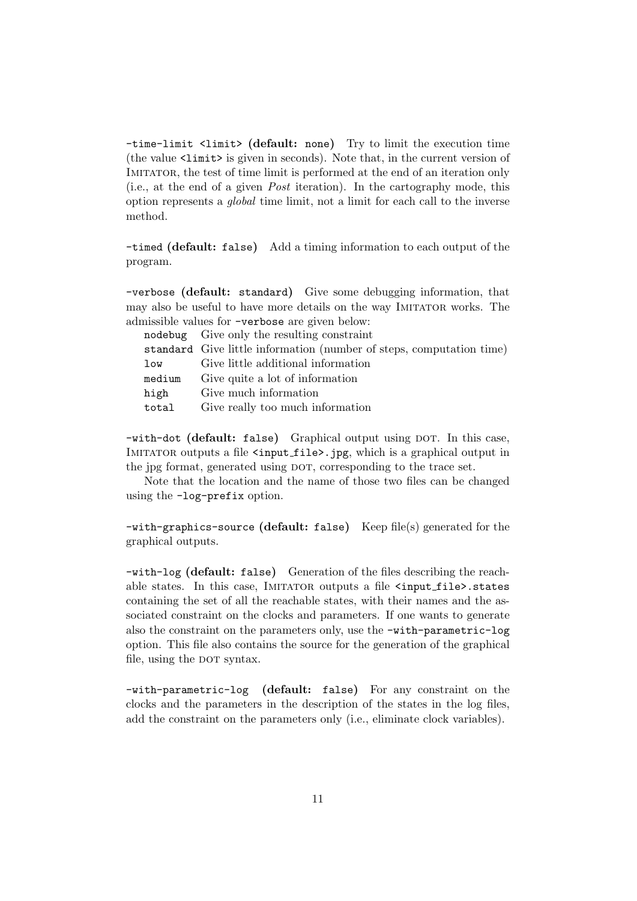`-time-limit <limit>` **(default: `none`)** Try to limit the execution time (the value `<limit>` is given in seconds). Note that, in the current version of IMITATOR, the test of time limit is performed at the end of an iteration only (i.e., at the end of a given *Post* iteration). In the cartography mode, this option represents a *global* time limit, not a limit for each call to the inverse method.

`-timed` **(default: `false`)** Add a timing information to each output of the program.

`-verbose` **(default: `standard`)** Give some debugging information, that may also be useful to have more details on the way IMITATOR works. The admissible values for `-verbose` are given below:

| | |
|---|---|
| `nodebug` | Give only the resulting constraint |
| `standard` | Give little information (number of steps, computation time) |
| `low` | Give little additional information |
| `medium` | Give quite a lot of information |
| `high` | Give much information |
| `total` | Give really too much information |

`-with-dot` **(default: `false`)** Graphical output using DOT. In this case, IMITATOR outputs a file `<input_file>.jpg`, which is a graphical output in the jpg format, generated using DOT, corresponding to the trace set.

Note that the location and the name of those two files can be changed using the `-log-prefix` option.

`-with-graphics-source` **(default: `false`)** Keep file(s) generated for the graphical outputs.

`-with-log` **(default: `false`)** Generation of the files describing the reachable states. In this case, IMITATOR outputs a file `<input_file>.states` containing the set of all the reachable states, with their names and the associated constraint on the clocks and parameters. If one wants to generate also the constraint on the parameters only, use the `-with-parametric-log` option. This file also contains the source for the generation of the graphical file, using the DOT syntax.

`-with-parametric-log` **(default: `false`)** For any constraint on the clocks and the parameters in the description of the states in the log files, add the constraint on the parameters only (i.e., eliminate clock variables).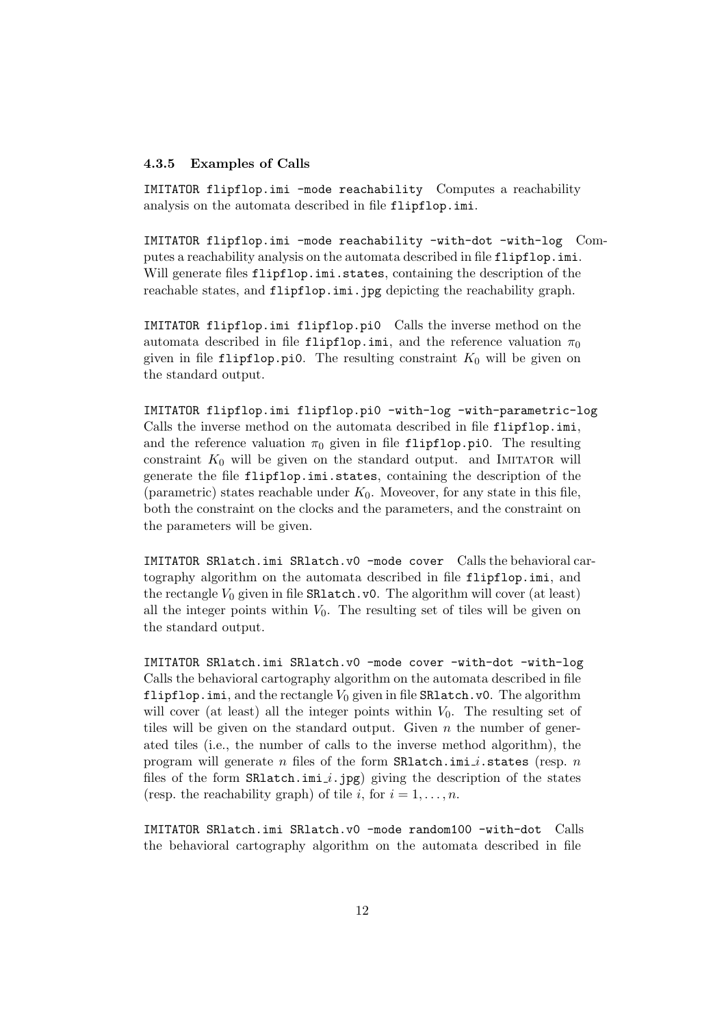#### 4.3.5 Examples of Calls

`IMITATOR flipflop.imi -mode reachability` Computes a reachability analysis on the automata described in file `flipflop.imi`.

`IMITATOR flipflop.imi -mode reachability -with-dot -with-log` Computes a reachability analysis on the automata described in file `flipflop.imi`. Will generate files `flipflop.imi.states`, containing the description of the reachable states, and `flipflop.imi.jpg` depicting the reachability graph.

`IMITATOR flipflop.imi flipflop.pi0` Calls the inverse method on the automata described in file `flipflop.imi`, and the reference valuation $\pi_0$ given in file `flipflop.pi0`. The resulting constraint $K_0$ will be given on the standard output.

`IMITATOR flipflop.imi flipflop.pi0 -with-log -with-parametric-log` Calls the inverse method on the automata described in file `flipflop.imi`, and the reference valuation $\pi_0$ given in file `flipflop.pi0`. The resulting constraint $K_0$ will be given on the standard output. and IMITATOR will generate the file `flipflop.imi.states`, containing the description of the (parametric) states reachable under $K_0$. Moveover, for any state in this file, both the constraint on the clocks and the parameters, and the constraint on the parameters will be given.

`IMITATOR SRlatch.imi SRlatch.v0 -mode cover` Calls the behavioral cartography algorithm on the automata described in file `flipflop.imi`, and the rectangle $V_0$ given in file `SRlatch.v0`. The algorithm will cover (at least) all the integer points within $V_0$. The resulting set of tiles will be given on the standard output.

`IMITATOR SRlatch.imi SRlatch.v0 -mode cover -with-dot -with-log` Calls the behavioral cartography algorithm on the automata described in file `flipflop.imi`, and the rectangle $V_0$ given in file `SRlatch.v0`. The algorithm will cover (at least) all the integer points within $V_0$. The resulting set of tiles will be given on the standard output. Given $n$ the number of generated tiles (i.e., the number of calls to the inverse method algorithm), the program will generate $n$ files of the form `SRlatch.imi_`$i$`.states` (resp. $n$ files of the form `SRlatch.imi_`$i$`.jpg`) giving the description of the states (resp. the reachability graph) of tile $i$, for $i = 1, \ldots, n$.

`IMITATOR SRlatch.imi SRlatch.v0 -mode random100 -with-dot` Calls the behavioral cartography algorithm on the automata described in file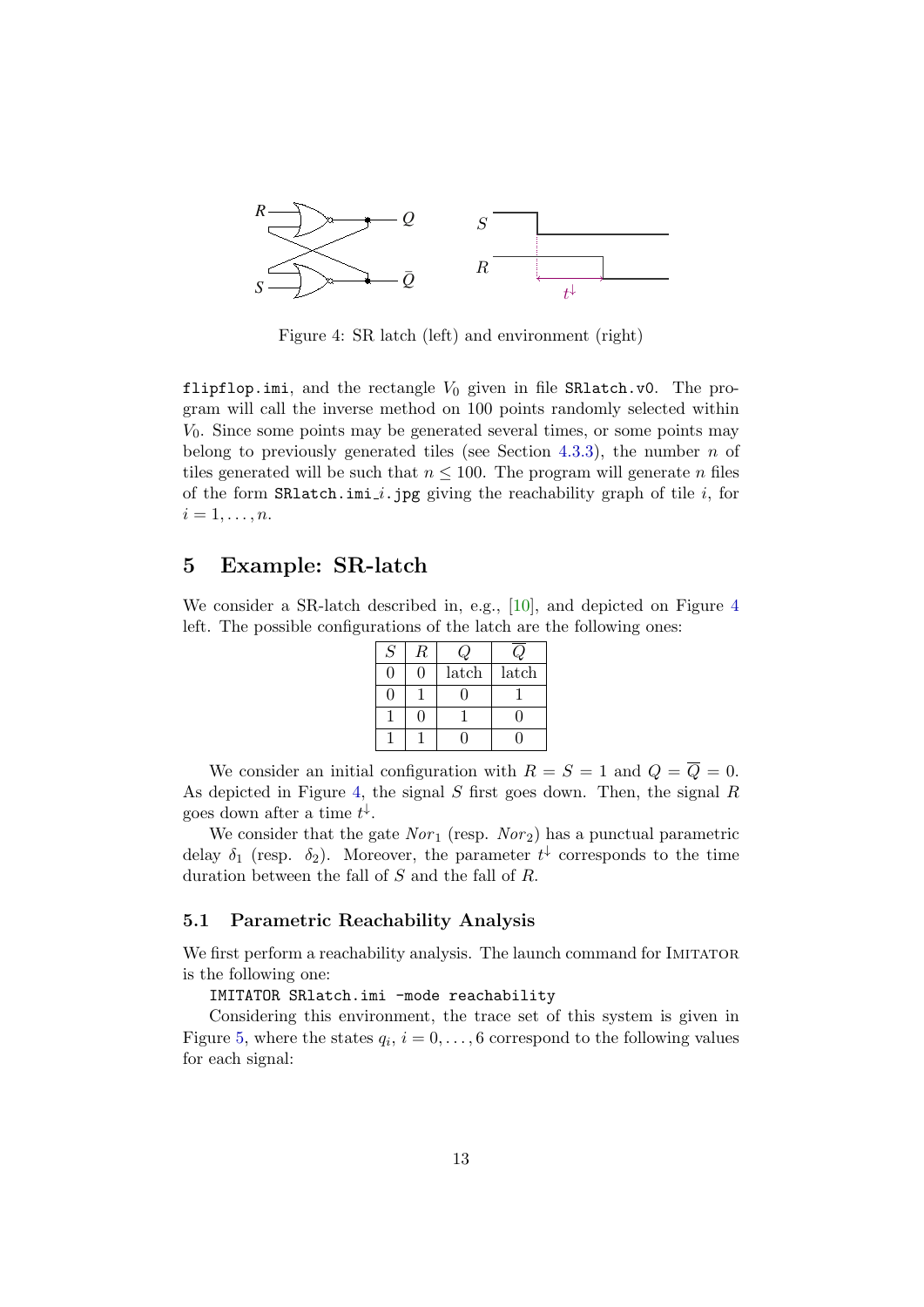Figure 4: SR latch (left) and environment (right)

flipflop.imi, and the rectangle $V_0$ given in file SRlatch.v0. The program will call the inverse method on 100 points randomly selected within $V_0$. Since some points may be generated several times, or some points may belong to previously generated tiles (see Section 4.3.3), the number $n$ of tiles generated will be such that $n \leq 100$. The program will generate $n$ files of the form SRlatch.imi_$i$.jpg giving the reachability graph of tile $i$, for $i = 1, \dots, n$.

# 5 Example: SR-latch

We consider a SR-latch described in, e.g., [10], and depicted on Figure 4 left. The possible configurations of the latch are the following ones:

| $S$ | $R$ | $Q$ | $\overline{Q}$ |
|---|---|---|---|
| 0 | 0 | latch | latch |
| 0 | 1 | 0 | 1 |
| 1 | 0 | 1 | 0 |
| 1 | 1 | 0 | 0 |

We consider an initial configuration with $R = S = 1$ and $Q = \overline{Q} = 0$. As depicted in Figure 4, the signal $S$ first goes down. Then, the signal $R$ goes down after a time $t^{\downarrow}$.

We consider that the gate $Nor_1$ (resp. $Nor_2$) has a punctual parametric delay $\delta_1$ (resp. $\delta_2$). Moreover, the parameter $t^{\downarrow}$ corresponds to the time duration between the fall of $S$ and the fall of $R$.

## 5.1 Parametric Reachability Analysis

We first perform a reachability analysis. The launch command for IMITATOR is the following one:

```
IMITATOR SRlatch.imi -mode reachability
```

Considering this environment, the trace set of this system is given in Figure 5, where the states $q_i$, $i = 0, \dots, 6$ correspond to the following values for each signal: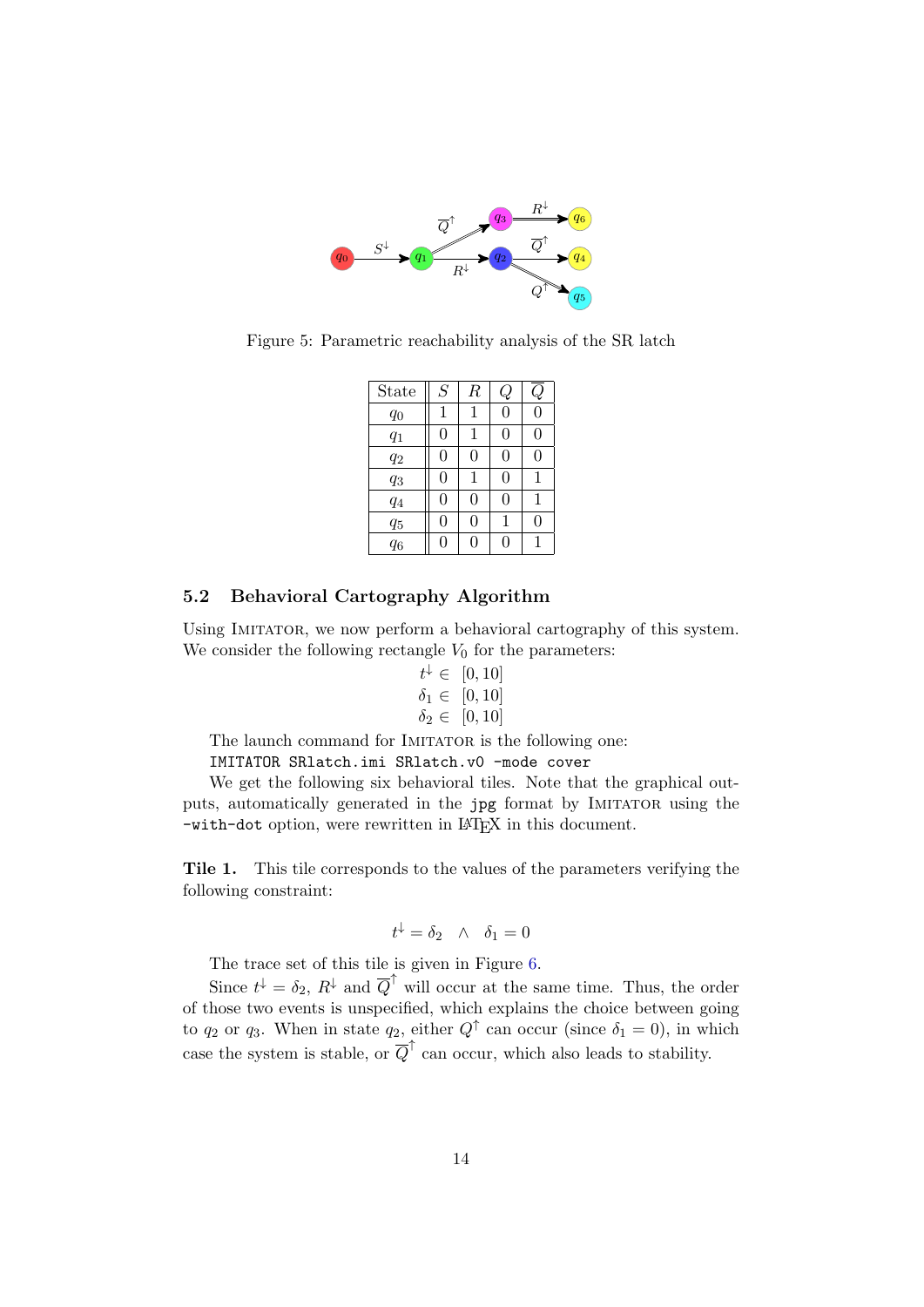Figure 5: Parametric reachability analysis of the SR latch

| State | $S$ | $R$ | $Q$ | $\overline{Q}$ |
|---|---|---|---|---|
| $q_0$ | 1 | 1 | 0 | 0 |
| $q_1$ | 0 | 1 | 0 | 0 |
| $q_2$ | 0 | 0 | 0 | 0 |
| $q_3$ | 0 | 1 | 0 | 1 |
| $q_4$ | 0 | 0 | 0 | 1 |
| $q_5$ | 0 | 0 | 1 | 0 |
| $q_6$ | 0 | 0 | 0 | 1 |

### 5.2 Behavioral Cartography Algorithm

Using IMITATOR, we now perform a behavioral cartography of this system. We consider the following rectangle $V_0$ for the parameters:

$$t^{\downarrow} \in [0, 10]$$
$$\delta_1 \in [0, 10]$$
$$\delta_2 \in [0, 10]$$

The launch command for IMITATOR is the following one:

```
IMITATOR SRlatch.imi SRlatch.v0 -mode cover
```

We get the following six behavioral tiles. Note that the graphical outputs, automatically generated in the `jpg` format by IMITATOR using the `-with-dot` option, were rewritten in LaTeX in this document.

**Tile 1.** This tile corresponds to the values of the parameters verifying the following constraint:

$$t^{\downarrow} = \delta_2 \quad \wedge \quad \delta_1 = 0$$

The trace set of this tile is given in Figure 6.

Since $t^{\downarrow} = \delta_2$, $R^{\downarrow}$ and $\overline{Q}^{\uparrow}$ will occur at the same time. Thus, the order of those two events is unspecified, which explains the choice between going to $q_2$ or $q_3$. When in state $q_2$, either $Q^{\uparrow}$ can occur (since $\delta_1 = 0$), in which case the system is stable, or $\overline{Q}^{\uparrow}$ can occur, which also leads to stability.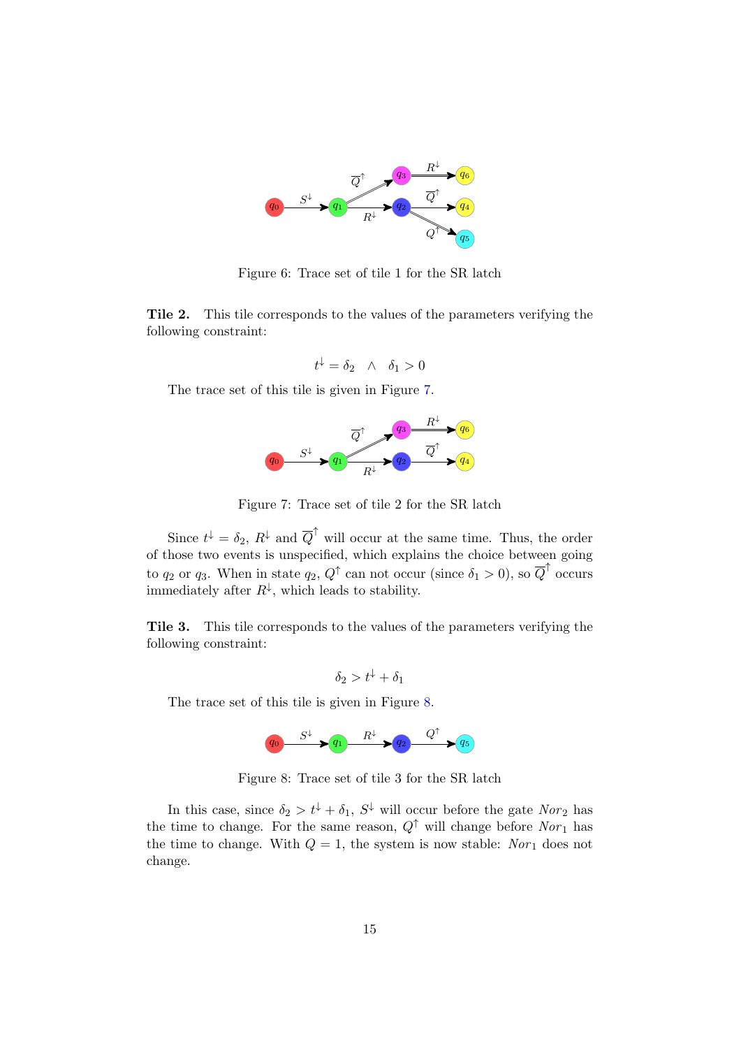Figure 6: Trace set of tile 1 for the SR latch

**Tile 2.** This tile corresponds to the values of the parameters verifying the following constraint:

$$t^{\downarrow} = \delta_2 \quad \wedge \quad \delta_1 > 0$$

The trace set of this tile is given in Figure 7.

Figure 7: Trace set of tile 2 for the SR latch

Since $t^{\downarrow} = \delta_2$, $R^{\downarrow}$ and $\overline{Q}^{\uparrow}$ will occur at the same time. Thus, the order of those two events is unspecified, which explains the choice between going to $q_2$ or $q_3$. When in state $q_2$, $Q^{\uparrow}$ can not occur (since $\delta_1 > 0$), so $\overline{Q}^{\uparrow}$ occurs immediately after $R^{\downarrow}$, which leads to stability.

**Tile 3.** This tile corresponds to the values of the parameters verifying the following constraint:

$$\delta_2 > t^{\downarrow} + \delta_1$$

The trace set of this tile is given in Figure 8.

Figure 8: Trace set of tile 3 for the SR latch

In this case, since $\delta_2 > t^{\downarrow} + \delta_1$, $S^{\downarrow}$ will occur before the gate $Nor_2$ has the time to change. For the same reason, $Q^{\uparrow}$ will change before $Nor_1$ has the time to change. With $Q = 1$, the system is now stable: $Nor_1$ does not change.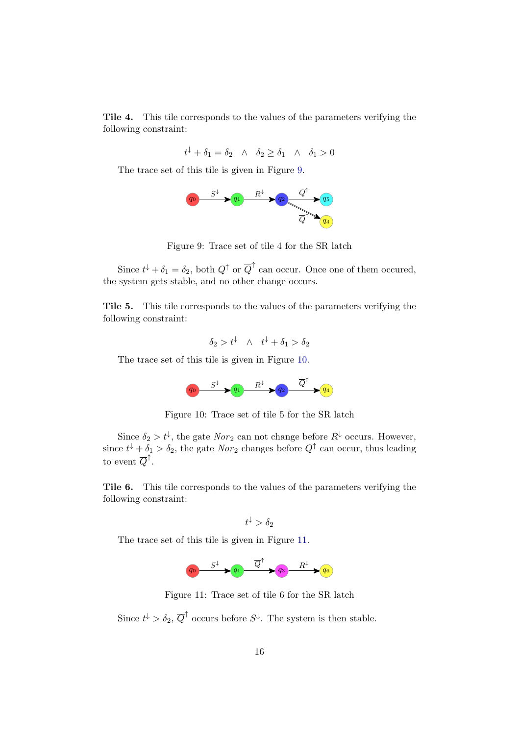**Tile 4.** This tile corresponds to the values of the parameters verifying the following constraint:

$$t^{\downarrow} + \delta_1 = \delta_2 \quad \wedge \quad \delta_2 \geq \delta_1 \quad \wedge \quad \delta_1 > 0$$

The trace set of this tile is given in Figure 9.

Figure 9: Trace set of tile 4 for the SR latch

Since $t^{\downarrow} + \delta_1 = \delta_2$, both $Q^{\uparrow}$ or $\overline{Q}^{\uparrow}$ can occur. Once one of them occured, the system gets stable, and no other change occurs.

**Tile 5.** This tile corresponds to the values of the parameters verifying the following constraint:

$$\delta_2 > t^{\downarrow} \quad \wedge \quad t^{\downarrow} + \delta_1 > \delta_2$$

The trace set of this tile is given in Figure 10.

Figure 10: Trace set of tile 5 for the SR latch

Since $\delta_2 > t^{\downarrow}$, the gate $Nor_2$ can not change before $R^{\downarrow}$ occurs. However, since $t^{\downarrow} + \delta_1 > \delta_2$, the gate $Nor_2$ changes before $Q^{\uparrow}$ can occur, thus leading to event $\overline{Q}^{\uparrow}$.

**Tile 6.** This tile corresponds to the values of the parameters verifying the following constraint:

$$t^{\downarrow} > \delta_2$$

The trace set of this tile is given in Figure 11.

Figure 11: Trace set of tile 6 for the SR latch

Since $t^{\downarrow} > \delta_2$, $\overline{Q}^{\uparrow}$ occurs before $S^{\downarrow}$. The system is then stable.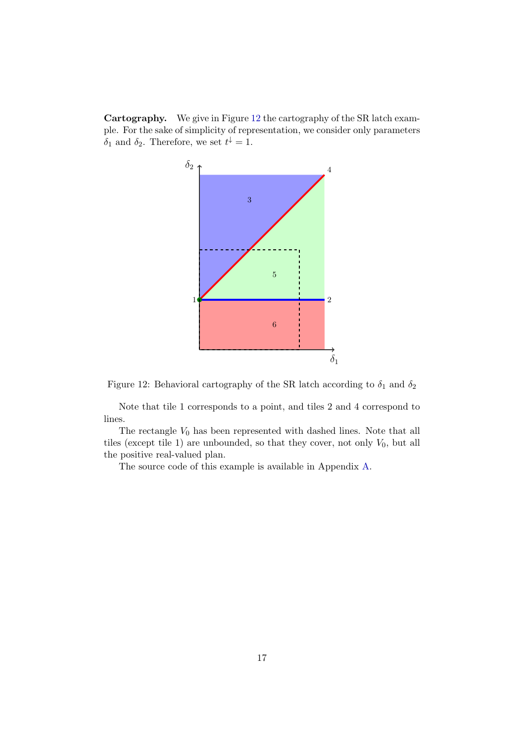**Cartography.** We give in Figure 12 the cartography of the SR latch example. For the sake of simplicity of representation, we consider only parameters $\delta_1$ and $\delta_2$. Therefore, we set $t^{\downarrow} = 1$.

Figure 12: Behavioral cartography of the SR latch according to $\delta_1$ and $\delta_2$

Note that tile 1 corresponds to a point, and tiles 2 and 4 correspond to lines.

The rectangle $V_0$ has been represented with dashed lines. Note that all tiles (except tile 1) are unbounded, so that they cover, not only $V_0$, but all the positive real-valued plan.

The source code of this example is available in Appendix A.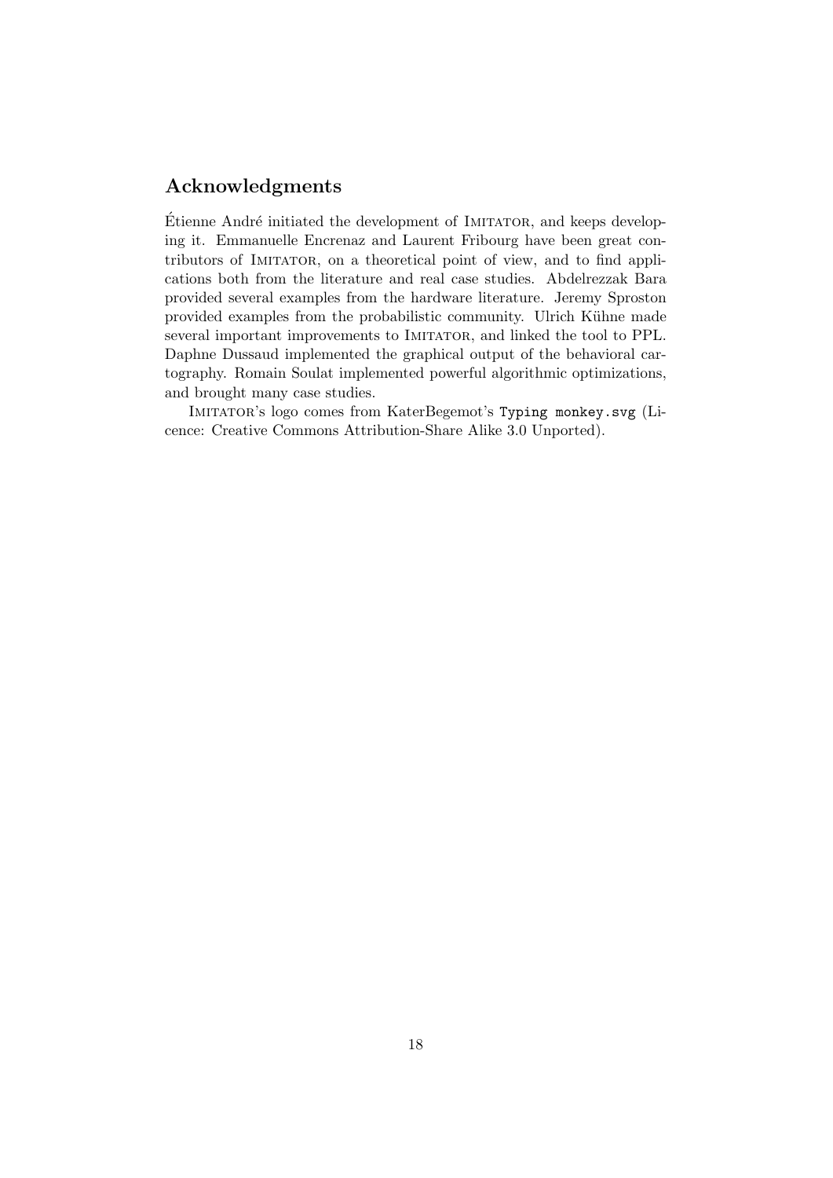## Acknowledgments

Étienne André initiated the development of IMITATOR, and keeps developing it. Emmanuelle Encrenaz and Laurent Fribourg have been great contributors of IMITATOR, on a theoretical point of view, and to find applications both from the literature and real case studies. Abdelrezzak Bara provided several examples from the hardware literature. Jeremy Sproston provided examples from the probabilistic community. Ulrich Kühne made several important improvements to IMITATOR, and linked the tool to PPL. Daphne Dussaud implemented the graphical output of the behavioral cartography. Romain Soulat implemented powerful algorithmic optimizations, and brought many case studies.

IMITATOR's logo comes from KaterBegemot's `Typing monkey.svg` (Licence: Creative Commons Attribution-Share Alike 3.0 Unported).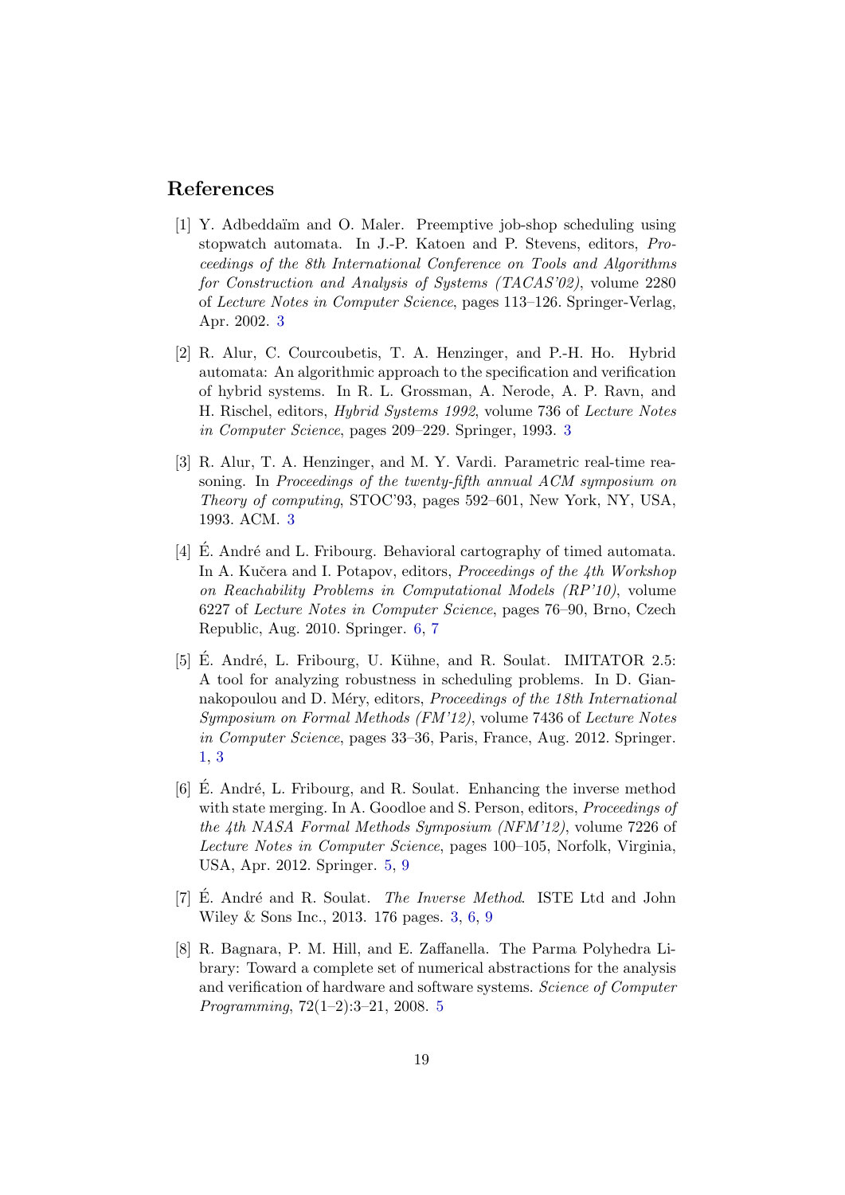## References

[1] Y. Adbeddaïm and O. Maler. Preemptive job-shop scheduling using stopwatch automata. In J.-P. Katoen and P. Stevens, editors, *Proceedings of the 8th International Conference on Tools and Algorithms for Construction and Analysis of Systems (TACAS'02)*, volume 2280 of *Lecture Notes in Computer Science*, pages 113–126. Springer-Verlag, Apr. 2002. 3

[2] R. Alur, C. Courcoubetis, T. A. Henzinger, and P.-H. Ho. Hybrid automata: An algorithmic approach to the specification and verification of hybrid systems. In R. L. Grossman, A. Nerode, A. P. Ravn, and H. Rischel, editors, *Hybrid Systems 1992*, volume 736 of *Lecture Notes in Computer Science*, pages 209–229. Springer, 1993. 3

[3] R. Alur, T. A. Henzinger, and M. Y. Vardi. Parametric real-time reasoning. In *Proceedings of the twenty-fifth annual ACM symposium on Theory of computing*, STOC'93, pages 592–601, New York, NY, USA, 1993. ACM. 3

[4] É. André and L. Fribourg. Behavioral cartography of timed automata. In A. Kučera and I. Potapov, editors, *Proceedings of the 4th Workshop on Reachability Problems in Computational Models (RP'10)*, volume 6227 of *Lecture Notes in Computer Science*, pages 76–90, Brno, Czech Republic, Aug. 2010. Springer. 6, 7

[5] É. André, L. Fribourg, U. Kühne, and R. Soulat. IMITATOR 2.5: A tool for analyzing robustness in scheduling problems. In D. Giannakopoulou and D. Méry, editors, *Proceedings of the 18th International Symposium on Formal Methods (FM'12)*, volume 7436 of *Lecture Notes in Computer Science*, pages 33–36, Paris, France, Aug. 2012. Springer. 1, 3

[6] É. André, L. Fribourg, and R. Soulat. Enhancing the inverse method with state merging. In A. Goodloe and S. Person, editors, *Proceedings of the 4th NASA Formal Methods Symposium (NFM'12)*, volume 7226 of *Lecture Notes in Computer Science*, pages 100–105, Norfolk, Virginia, USA, Apr. 2012. Springer. 5, 9

[7] É. André and R. Soulat. *The Inverse Method*. ISTE Ltd and John Wiley & Sons Inc., 2013. 176 pages. 3, 6, 9

[8] R. Bagnara, P. M. Hill, and E. Zaffanella. The Parma Polyhedra Library: Toward a complete set of numerical abstractions for the analysis and verification of hardware and software systems. *Science of Computer Programming*, 72(1–2):3–21, 2008. 5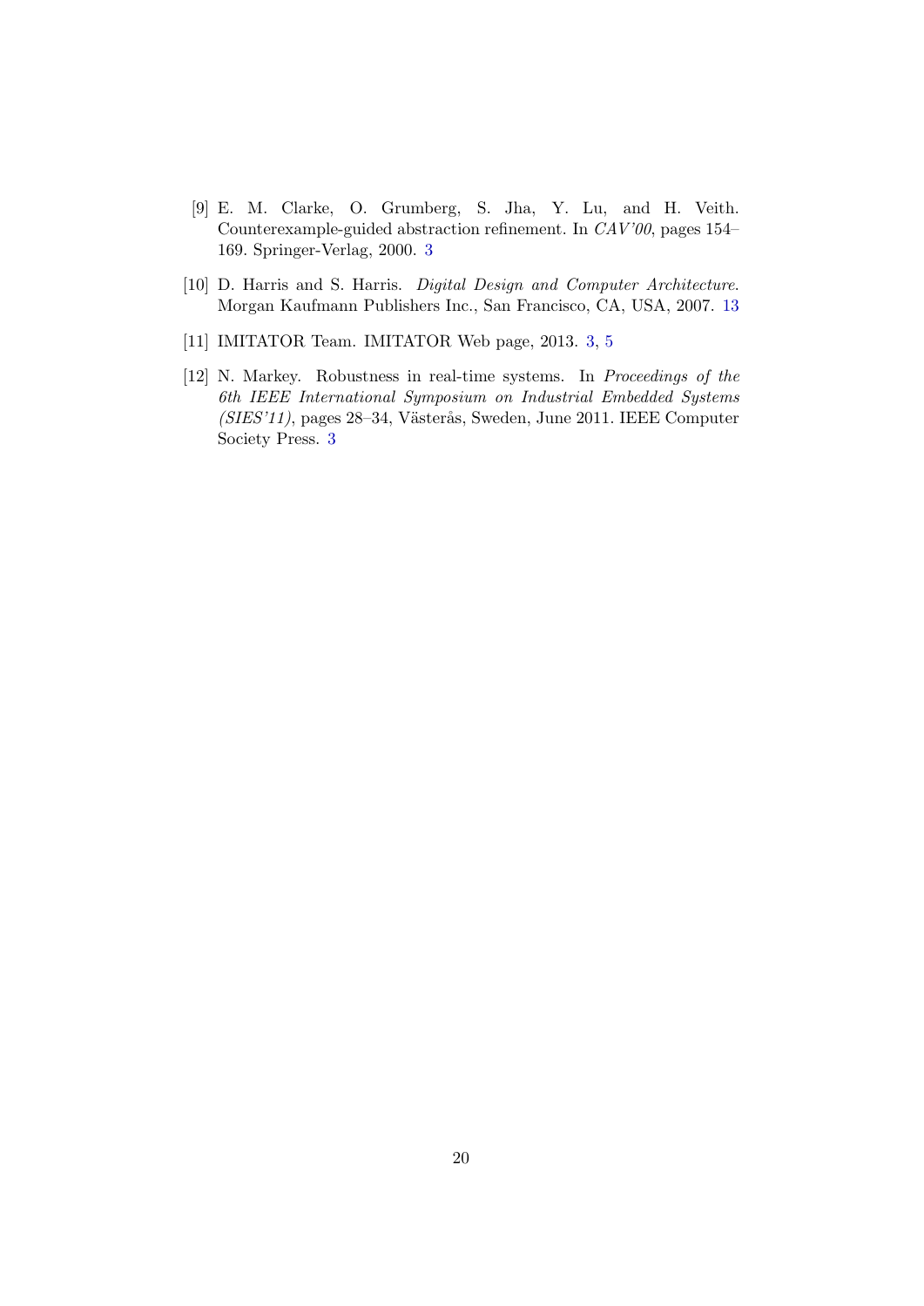[9] E. M. Clarke, O. Grumberg, S. Jha, Y. Lu, and H. Veith. Counterexample-guided abstraction refinement. In *CAV'00*, pages 154–169. Springer-Verlag, 2000. 3

[10] D. Harris and S. Harris. *Digital Design and Computer Architecture*. Morgan Kaufmann Publishers Inc., San Francisco, CA, USA, 2007. 13

[11] IMITATOR Team. IMITATOR Web page, 2013. 3, 5

[12] N. Markey. Robustness in real-time systems. In *Proceedings of the 6th IEEE International Symposium on Industrial Embedded Systems (SIES'11)*, pages 28–34, Västerås, Sweden, June 2011. IEEE Computer Society Press. 3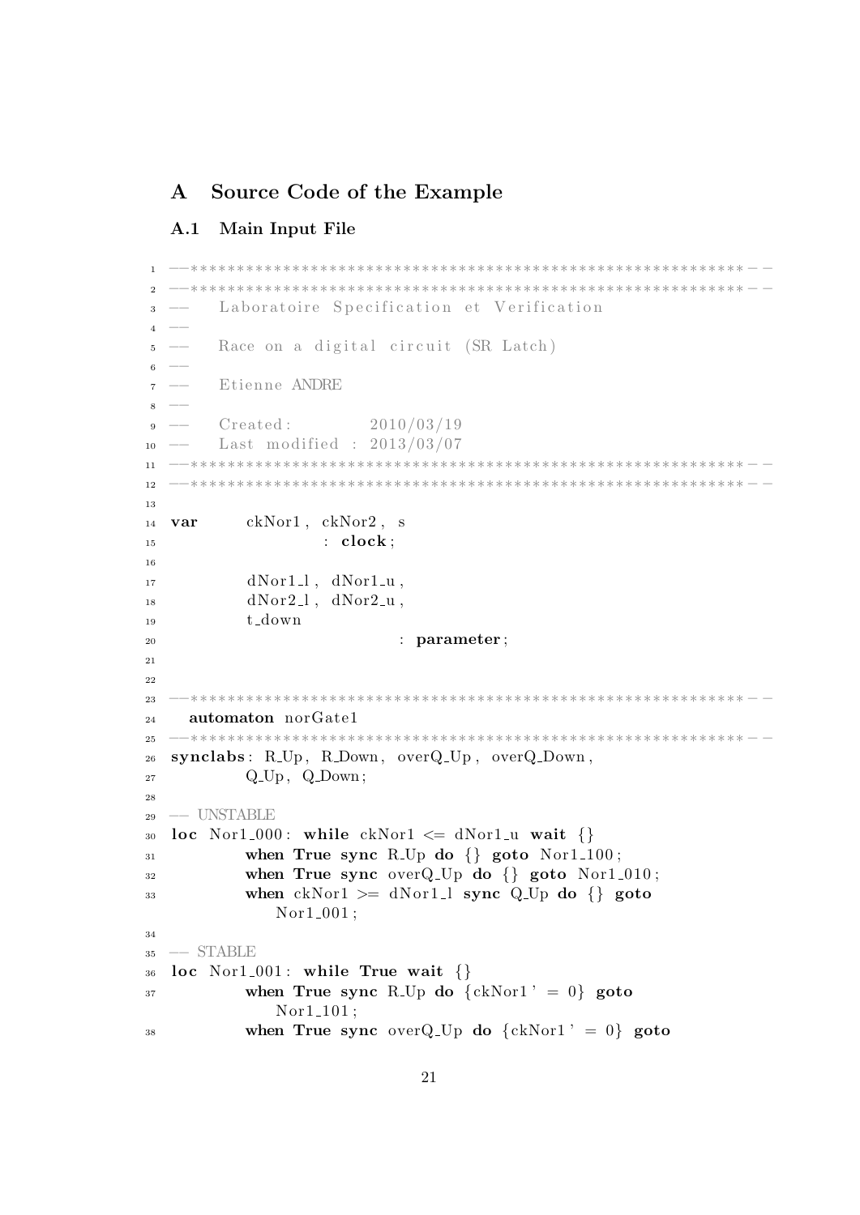# A Source Code of the Example

## A.1 Main Input File

```
--************************************************************--
--************************************************************--
--   Laboratoire Specification et Verification
--
--   Race on a digital circuit (SR Latch)
--
--   Etienne ANDRE
--
--   Created:        2010/03/19
--   Last modified : 2013/03/07
--************************************************************--
--************************************************************--

var     ckNor1, ckNor2, s
                : clock;

        dNor1_l, dNor1_u,
        dNor2_l, dNor2_u,
        t_down
                        : parameter;


--************************************************************--
  automaton norGate1
--************************************************************--
synclabs: R_Up, R_Down, overQ_Up, overQ_Down,
        Q_Up, Q_Down;

-- UNSTABLE
loc Nor1_000: while ckNor1 <= dNor1_u wait {}
        when True sync R_Up do {} goto Nor1_100;
        when True sync overQ_Up do {} goto Nor1_010;
        when ckNor1 >= dNor1_l sync Q_Up do {} goto
            Nor1_001;

-- STABLE
loc Nor1_001: while True wait {}
        when True sync R_Up do {ckNor1' = 0} goto
            Nor1_101;
        when True sync overQ_Up do {ckNor1' = 0} goto
```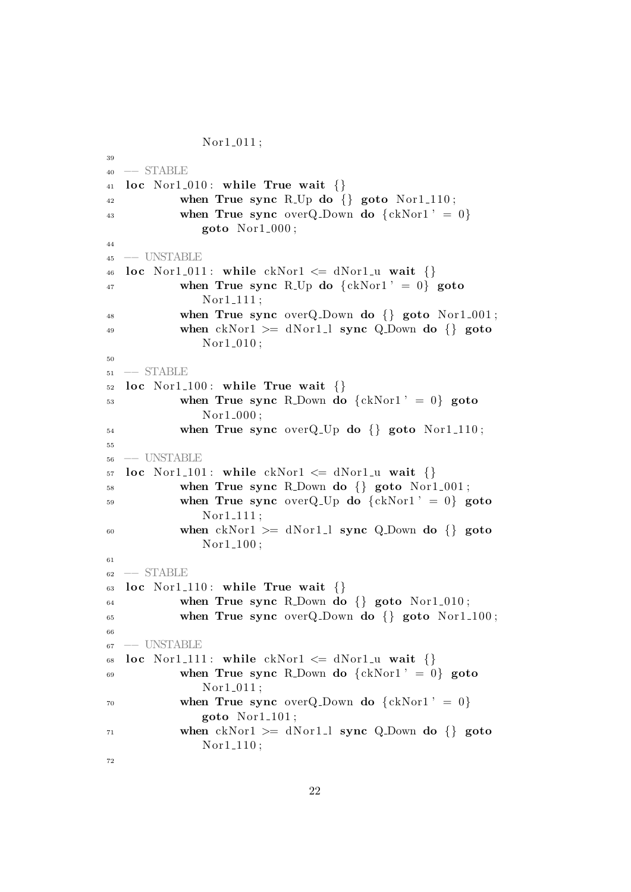```
            Nor1_011;
39
40  -- STABLE
41  loc Nor1_010: while True wait {}
42          when True sync R_Up do {} goto Nor1_110;
43          when True sync overQ_Down do {ckNor1' = 0}
               goto Nor1_000;
44
45  -- UNSTABLE
46  loc Nor1_011: while ckNor1 <= dNor1_u wait {}
47          when True sync R_Up do {ckNor1' = 0} goto
               Nor1_111;
48          when True sync overQ_Down do {} goto Nor1_001;
49          when ckNor1 >= dNor1_l sync Q_Down do {} goto
               Nor1_010;
50
51  -- STABLE
52  loc Nor1_100: while True wait {}
53          when True sync R_Down do {ckNor1' = 0} goto
               Nor1_000;
54          when True sync overQ_Up do {} goto Nor1_110;
55
56  -- UNSTABLE
57  loc Nor1_101: while ckNor1 <= dNor1_u wait {}
58          when True sync R_Down do {} goto Nor1_001;
59          when True sync overQ_Up do {ckNor1' = 0} goto
               Nor1_111;
60          when ckNor1 >= dNor1_l sync Q_Down do {} goto
               Nor1_100;
61
62  -- STABLE
63  loc Nor1_110: while True wait {}
64          when True sync R_Down do {} goto Nor1_010;
65          when True sync overQ_Down do {} goto Nor1_100;
66
67  -- UNSTABLE
68  loc Nor1_111: while ckNor1 <= dNor1_u wait {}
69          when True sync R_Down do {ckNor1' = 0} goto
               Nor1_011;
70          when True sync overQ_Down do {ckNor1' = 0}
               goto Nor1_101;
71          when ckNor1 >= dNor1_l sync Q_Down do {} goto
               Nor1_110;
72
```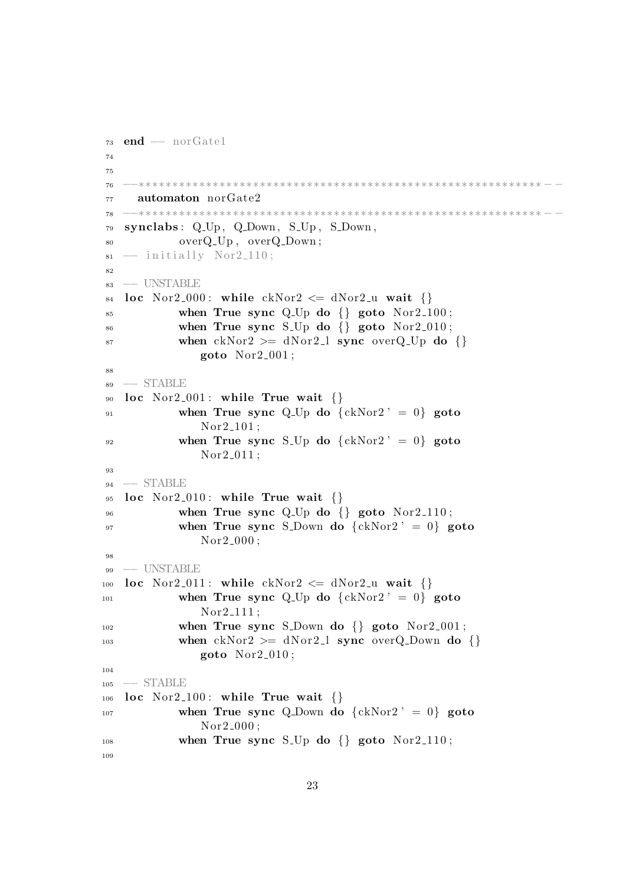```
73  end -- norGate1
74
75
76  --************************************************************--
77    automaton norGate2
78  --************************************************************--
79  synclabs: Q_Up, Q_Down, S_Up, S_Down,
80            overQ_Up, overQ_Down;
81  -- initially Nor2_110;
82
83  -- UNSTABLE
84  loc Nor2_000: while ckNor2 <= dNor2_u wait {}
85          when True sync Q_Up do {} goto Nor2_100;
86          when True sync S_Up do {} goto Nor2_010;
87          when ckNor2 >= dNor2_l sync overQ_Up do {}
                goto Nor2_001;
88
89  -- STABLE
90  loc Nor2_001: while True wait {}
91          when True sync Q_Up do {ckNor2' = 0} goto
                Nor2_101;
92          when True sync S_Up do {ckNor2' = 0} goto
                Nor2_011;
93
94  -- STABLE
95  loc Nor2_010: while True wait {}
96          when True sync Q_Up do {} goto Nor2_110;
97          when True sync S_Down do {ckNor2' = 0} goto
                Nor2_000;
98
99  -- UNSTABLE
100 loc Nor2_011: while ckNor2 <= dNor2_u wait {}
101         when True sync Q_Up do {ckNor2' = 0} goto
                Nor2_111;
102         when True sync S_Down do {} goto Nor2_001;
103         when ckNor2 >= dNor2_l sync overQ_Down do {}
                goto Nor2_010;
104
105 -- STABLE
106 loc Nor2_100: while True wait {}
107         when True sync Q_Down do {ckNor2' = 0} goto
                Nor2_000;
108         when True sync S_Up do {} goto Nor2_110;
109
```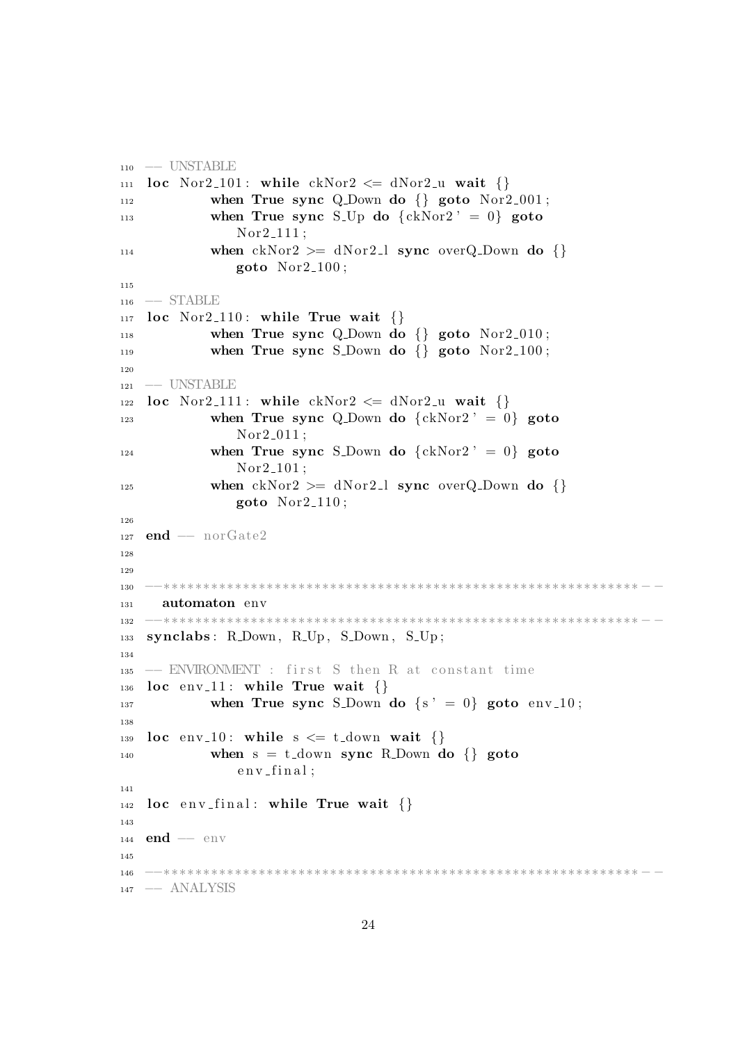```
110 -- UNSTABLE
111 loc Nor2_101: while ckNor2 <= dNor2_u wait {}
112         when True sync Q_Down do {} goto Nor2_001;
113         when True sync S_Up do {ckNor2' = 0} goto
                Nor2_111;
114         when ckNor2 >= dNor2_l sync overQ_Down do {}
                goto Nor2_100;
115
116 -- STABLE
117 loc Nor2_110: while True wait {}
118         when True sync Q_Down do {} goto Nor2_010;
119         when True sync S_Down do {} goto Nor2_100;
120
121 -- UNSTABLE
122 loc Nor2_111: while ckNor2 <= dNor2_u wait {}
123         when True sync Q_Down do {ckNor2' = 0} goto
                Nor2_011;
124         when True sync S_Down do {ckNor2' = 0} goto
                Nor2_101;
125         when ckNor2 >= dNor2_l sync overQ_Down do {}
                goto Nor2_110;
126
127 end -- norGate2
128
129
130 --*********************************************************--
131   automaton env
132 --*********************************************************--
133 synclabs: R_Down, R_Up, S_Down, S_Up;
134
135 -- ENVIRONMENT : first S then R at constant time
136 loc env_11: while True wait {}
137         when True sync S_Down do {s' = 0} goto env_10;
138
139 loc env_10: while s <= t_down wait {}
140         when s = t_down sync R_Down do {} goto
                env_final;
141
142 loc env_final: while True wait {}
143
144 end -- env
145
146 --*********************************************************--
147 -- ANALYSIS
```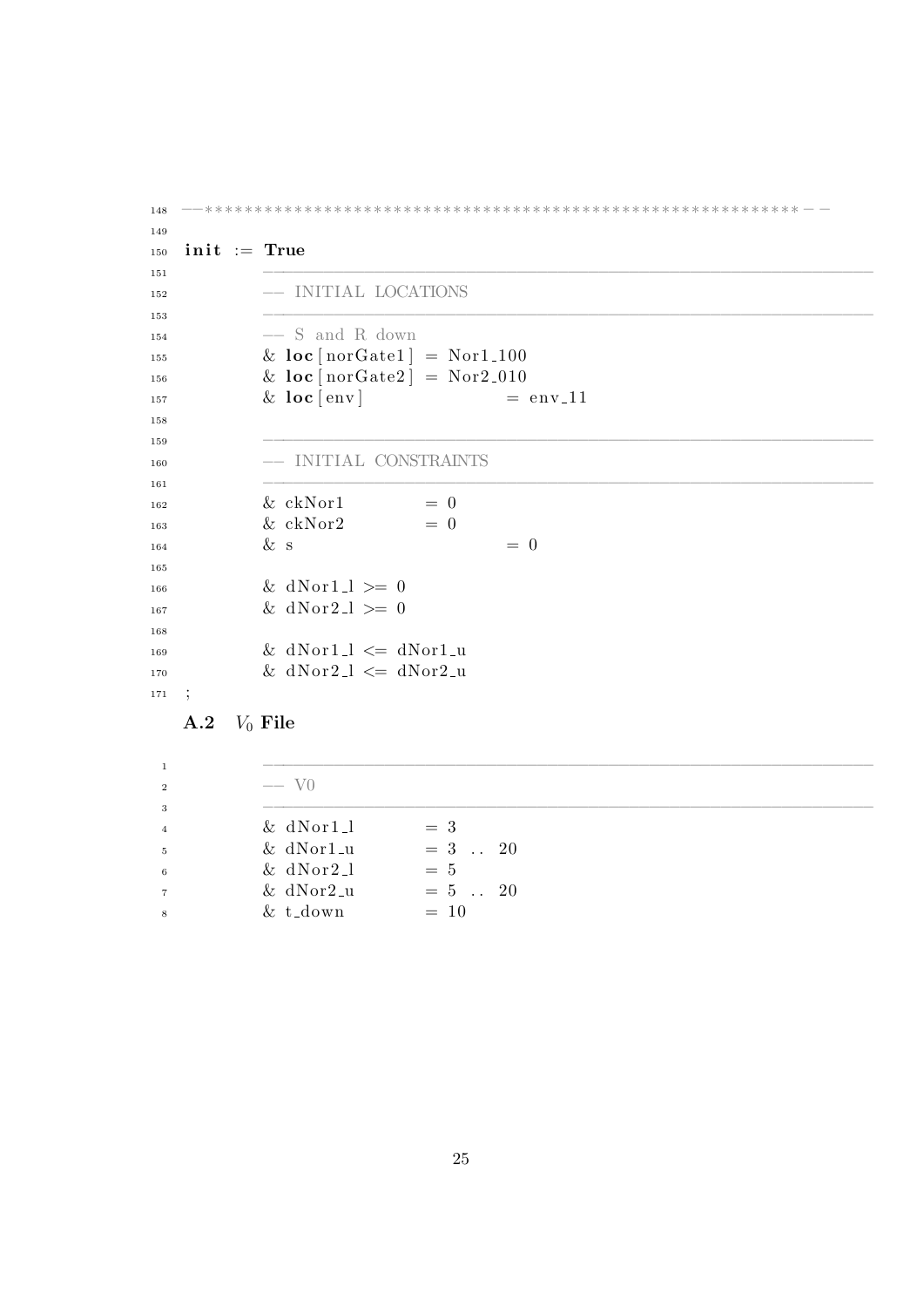```
148 --**********************************************************--
149
150 init := True
151         --------------------------------------------------------------
152         -- INITIAL LOCATIONS
153         --------------------------------------------------------------
154         -- S and R down
155         & loc[norGate1] = Nor1_100
156         & loc[norGate2] = Nor2_010
157         & loc[env]              = env_11
158
159         --------------------------------------------------------------
160         -- INITIAL CONSTRAINTS
161         --------------------------------------------------------------
162         & ckNor1        = 0
163         & ckNor2        = 0
164         & s                     = 0
165
166         & dNor1_l >= 0
167         & dNor2_l >= 0
168
169         & dNor1_l <= dNor1_u
170         & dNor2_l <= dNor2_u
171 ;
```

### A.2 $V_0$ File

```
1           --------------------------------------------------------------
2           -- V0
3           --------------------------------------------------------------
4           & dNor1_l       = 3
5           & dNor1_u       = 3 .. 20
6           & dNor2_l       = 5
7           & dNor2_u       = 5 .. 20
8           & t_down        = 10
```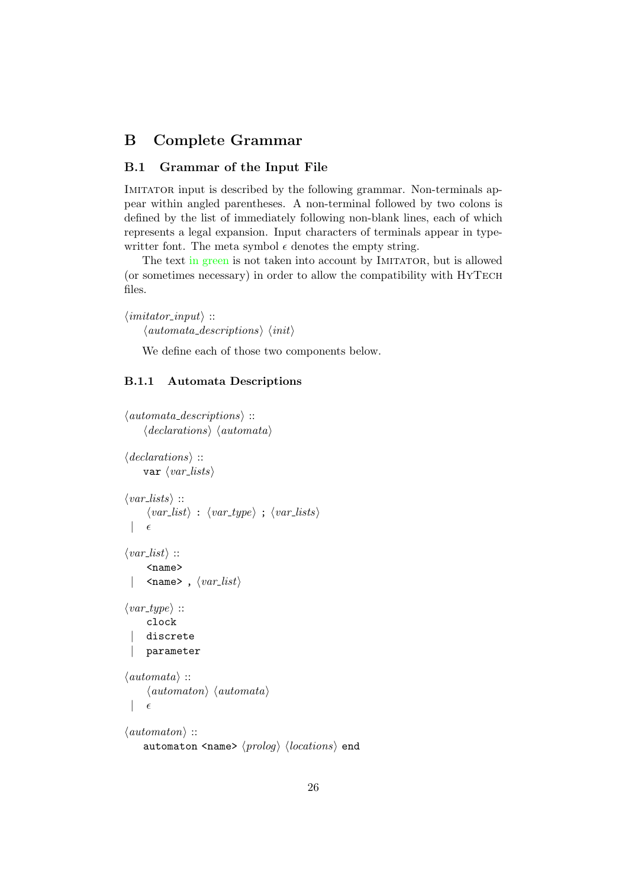## B Complete Grammar

### B.1 Grammar of the Input File

IMITATOR input is described by the following grammar. Non-terminals appear within angled parentheses. A non-terminal followed by two colons is defined by the list of immediately following non-blank lines, each of which represents a legal expansion. Input characters of terminals appear in typewritter font. The meta symbol $\epsilon$ denotes the empty string.

The text in green is not taken into account by IMITATOR, but is allowed (or sometimes necessary) in order to allow the compatibility with HYTECH files.

⟨*imitator_input*⟩ ::
  ⟨*automata_descriptions*⟩ ⟨*init*⟩

We define each of those two components below.

#### B.1.1 Automata Descriptions

⟨*automata_descriptions*⟩ ::
  ⟨*declarations*⟩ ⟨*automata*⟩

⟨*declarations*⟩ ::
  `var` ⟨*var_lists*⟩

⟨*var_lists*⟩ ::
  ⟨*var_list*⟩ `:` ⟨*var_type*⟩ `;` ⟨*var_lists*⟩
 | $\epsilon$

⟨*var_list*⟩ ::
  `<name>`
 | `<name>` `,` ⟨*var_list*⟩

⟨*var_type*⟩ ::
  `clock`
 | `discrete`
 | `parameter`

⟨*automata*⟩ ::
  ⟨*automaton*⟩ ⟨*automata*⟩
 | $\epsilon$

⟨*automaton*⟩ ::
  `automaton` `<name>` ⟨*prolog*⟩ ⟨*locations*⟩ `end`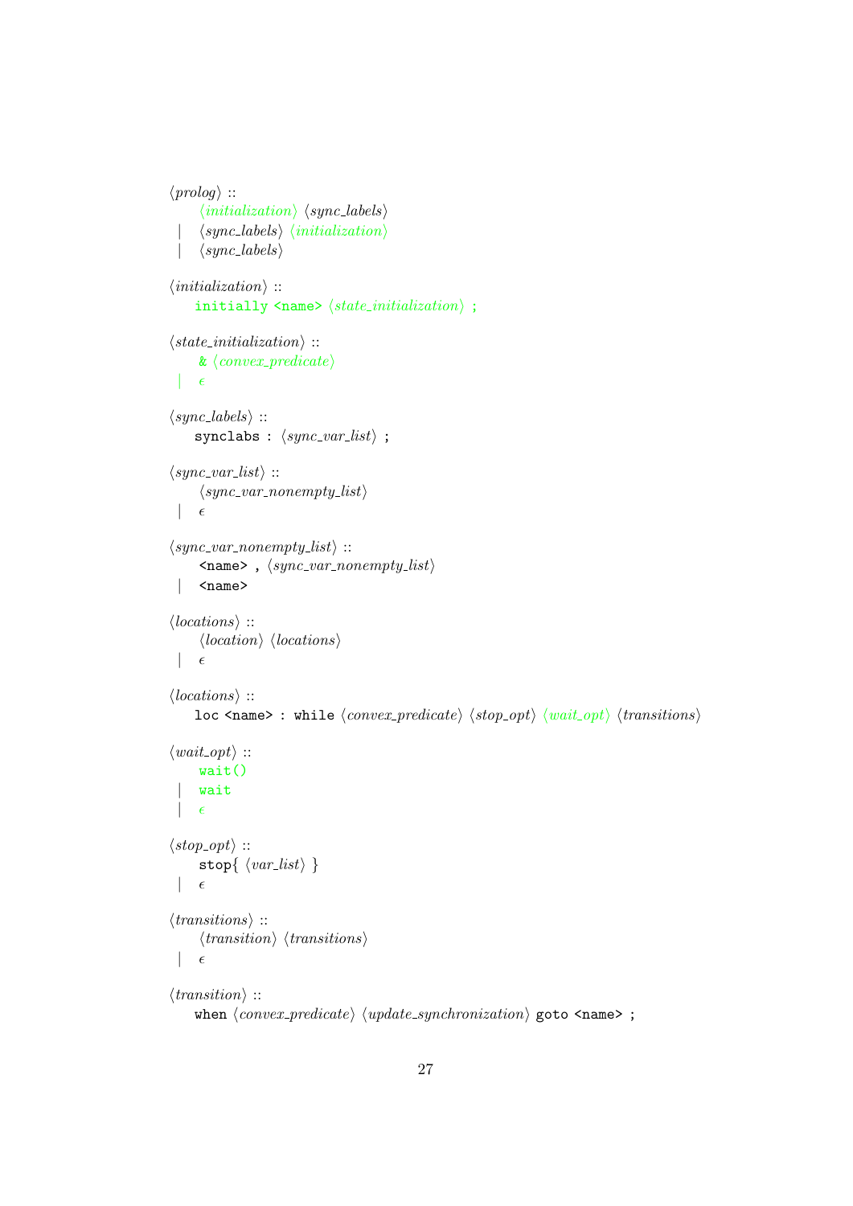⟨*prolog*⟩ ::
  ⟨*initialization*⟩ ⟨*sync_labels*⟩
  | ⟨*sync_labels*⟩ ⟨*initialization*⟩
  | ⟨*sync_labels*⟩

⟨*initialization*⟩ ::
  `initially <name>` ⟨*state_initialization*⟩ `;`

⟨*state_initialization*⟩ ::
  `&` ⟨*convex_predicate*⟩
  | $\epsilon$

⟨*sync_labels*⟩ ::
  `synclabs :` ⟨*sync_var_list*⟩ `;`

⟨*sync_var_list*⟩ ::
  ⟨*sync_var_nonempty_list*⟩
  | $\epsilon$

⟨*sync_var_nonempty_list*⟩ ::
  `<name> ,` ⟨*sync_var_nonempty_list*⟩
  | `<name>`

⟨*locations*⟩ ::
  ⟨*location*⟩ ⟨*locations*⟩
  | $\epsilon$

⟨*locations*⟩ ::
  `loc <name> : while` ⟨*convex_predicate*⟩ ⟨*stop_opt*⟩ ⟨*wait_opt*⟩ ⟨*transitions*⟩

⟨*wait_opt*⟩ ::
  `wait()`
  | `wait`
  | $\epsilon$

⟨*stop_opt*⟩ ::
  `stop{` ⟨*var_list*⟩ `}`
  | $\epsilon$

⟨*transitions*⟩ ::
  ⟨*transition*⟩ ⟨*transitions*⟩
  | $\epsilon$

⟨*transition*⟩ ::
  `when` ⟨*convex_predicate*⟩ ⟨*update_synchronization*⟩ `goto <name> ;`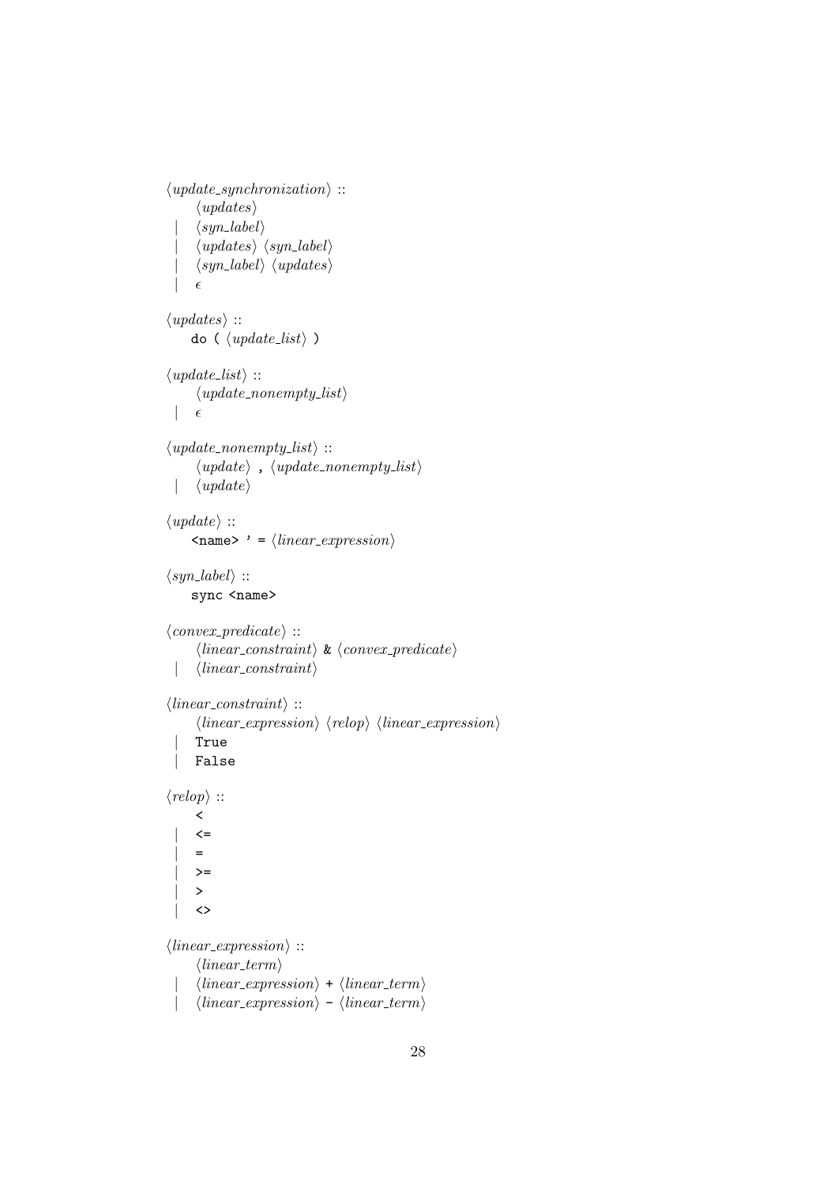```
⟨update_synchronization⟩ ::
      ⟨updates⟩
   |  ⟨syn_label⟩
   |  ⟨updates⟩ ⟨syn_label⟩
   |  ⟨syn_label⟩ ⟨updates⟩
   |  ϵ

⟨updates⟩ ::
     do ( ⟨update_list⟩ )

⟨update_list⟩ ::
      ⟨update_nonempty_list⟩
   |  ϵ

⟨update_nonempty_list⟩ ::
      ⟨update⟩ , ⟨update_nonempty_list⟩
   |  ⟨update⟩

⟨update⟩ ::
     <name> ' = ⟨linear_expression⟩

⟨syn_label⟩ ::
     sync <name>

⟨convex_predicate⟩ ::
      ⟨linear_constraint⟩ & ⟨convex_predicate⟩
   |  ⟨linear_constraint⟩

⟨linear_constraint⟩ ::
      ⟨linear_expression⟩ ⟨relop⟩ ⟨linear_expression⟩
   |  True
   |  False

⟨relop⟩ ::
      <
   |  <=
   |  =
   |  >=
   |  >
   |  <>

⟨linear_expression⟩ ::
      ⟨linear_term⟩
   |  ⟨linear_expression⟩ + ⟨linear_term⟩
   |  ⟨linear_expression⟩ - ⟨linear_term⟩
```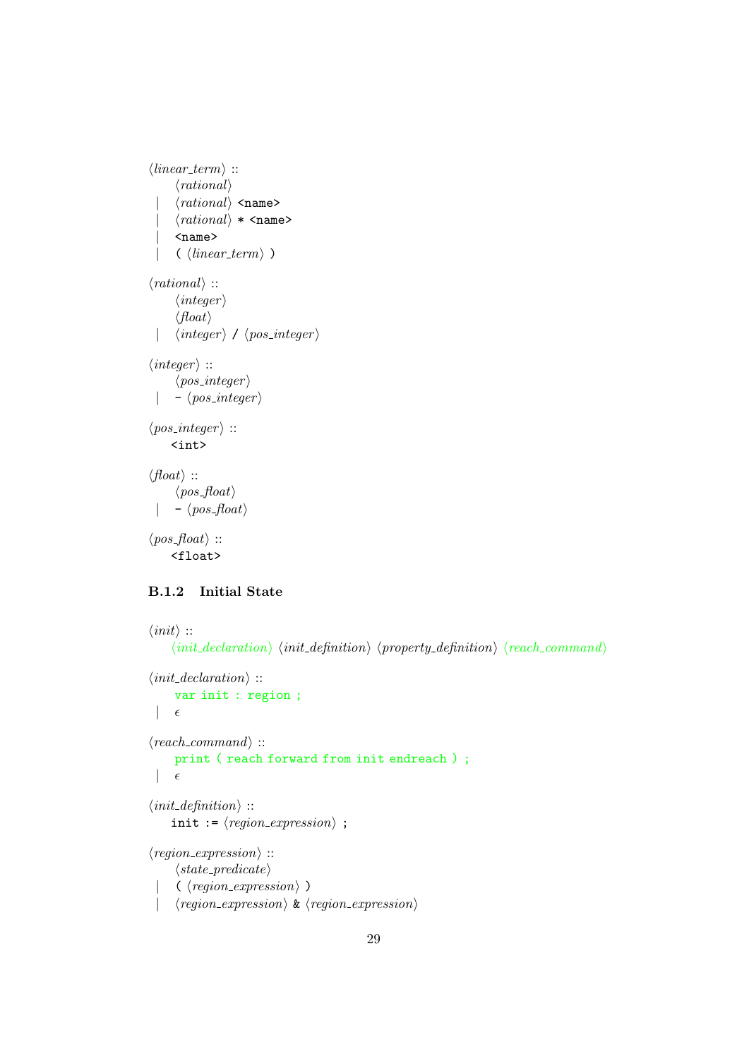⟨*linear_term*⟩ ::
    ⟨*rational*⟩
  | ⟨*rational*⟩ `<name>`
  | ⟨*rational*⟩ `* <name>`
  | `<name>`
  | `(` ⟨*linear_term*⟩ `)`

⟨*rational*⟩ ::
    ⟨*integer*⟩
    ⟨*float*⟩
  | ⟨*integer*⟩ `/` ⟨*pos_integer*⟩

⟨*integer*⟩ ::
    ⟨*pos_integer*⟩
  | `-` ⟨*pos_integer*⟩

⟨*pos_integer*⟩ ::
    `<int>`

⟨*float*⟩ ::
    ⟨*pos_float*⟩
  | `-` ⟨*pos_float*⟩

⟨*pos_float*⟩ ::
    `<float>`

### B.1.2 Initial State

⟨*init*⟩ ::
    ⟨*init_declaration*⟩ ⟨*init_definition*⟩ ⟨*property_definition*⟩ ⟨*reach_command*⟩

⟨*init_declaration*⟩ ::
    `var init : region ;`
  | $\epsilon$

⟨*reach_command*⟩ ::
    `print ( reach forward from init endreach ) ;`
  | $\epsilon$

⟨*init_definition*⟩ ::
    `init :=` ⟨*region_expression*⟩ `;`

⟨*region_expression*⟩ ::
    ⟨*state_predicate*⟩
  | `(` ⟨*region_expression*⟩ `)`
  | ⟨*region_expression*⟩ `&` ⟨*region_expression*⟩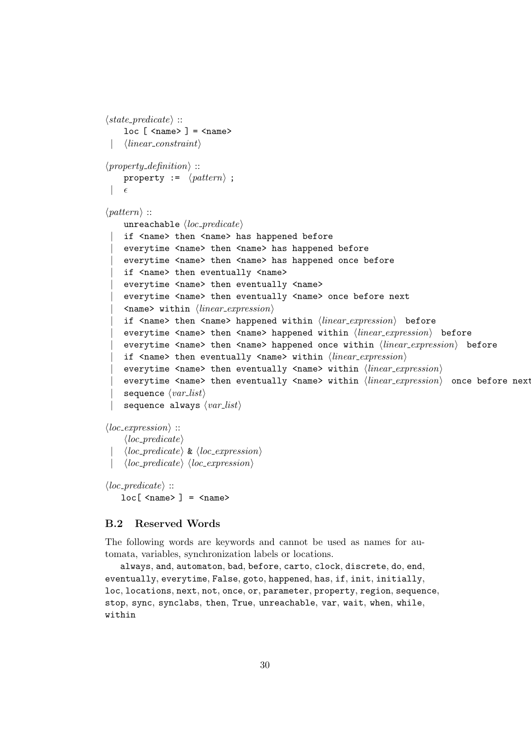⟨*state_predicate*⟩ ::
    loc [ <name> ] = <name>
  | ⟨*linear_constraint*⟩

⟨*property_definition*⟩ ::
    property := ⟨*pattern*⟩ ;
  | $\epsilon$

⟨*pattern*⟩ ::
    unreachable ⟨*loc_predicate*⟩
  | if <name> then <name> has happened before
  | everytime <name> then <name> has happened before
  | everytime <name> then <name> has happened once before
  | if <name> then eventually <name>
  | everytime <name> then eventually <name>
  | everytime <name> then eventually <name> once before next
  | <name> within ⟨*linear_expression*⟩
  | if <name> then <name> happened within ⟨*linear_expression*⟩ before
  | everytime <name> then <name> happened within ⟨*linear_expression*⟩ before
  | everytime <name> then <name> happened once within ⟨*linear_expression*⟩ before
  | if <name> then eventually <name> within ⟨*linear_expression*⟩
  | everytime <name> then eventually <name> within ⟨*linear_expression*⟩
  | everytime <name> then eventually <name> within ⟨*linear_expression*⟩ once before next
  | sequence ⟨*var_list*⟩
  | sequence always ⟨*var_list*⟩

⟨*loc_expression*⟩ ::
    ⟨*loc_predicate*⟩
  | ⟨*loc_predicate*⟩ & ⟨*loc_expression*⟩
  | ⟨*loc_predicate*⟩ ⟨*loc_expression*⟩

⟨*loc_predicate*⟩ ::
   loc[ <name> ] = <name>

## B.2 Reserved Words

The following words are keywords and cannot be used as names for automata, variables, synchronization labels or locations.

always, and, automaton, bad, before, carto, clock, discrete, do, end, eventually, everytime, False, goto, happened, has, if, init, initially, loc, locations, next, not, once, or, parameter, property, region, sequence, stop, sync, synclabs, then, True, unreachable, var, wait, when, while, within